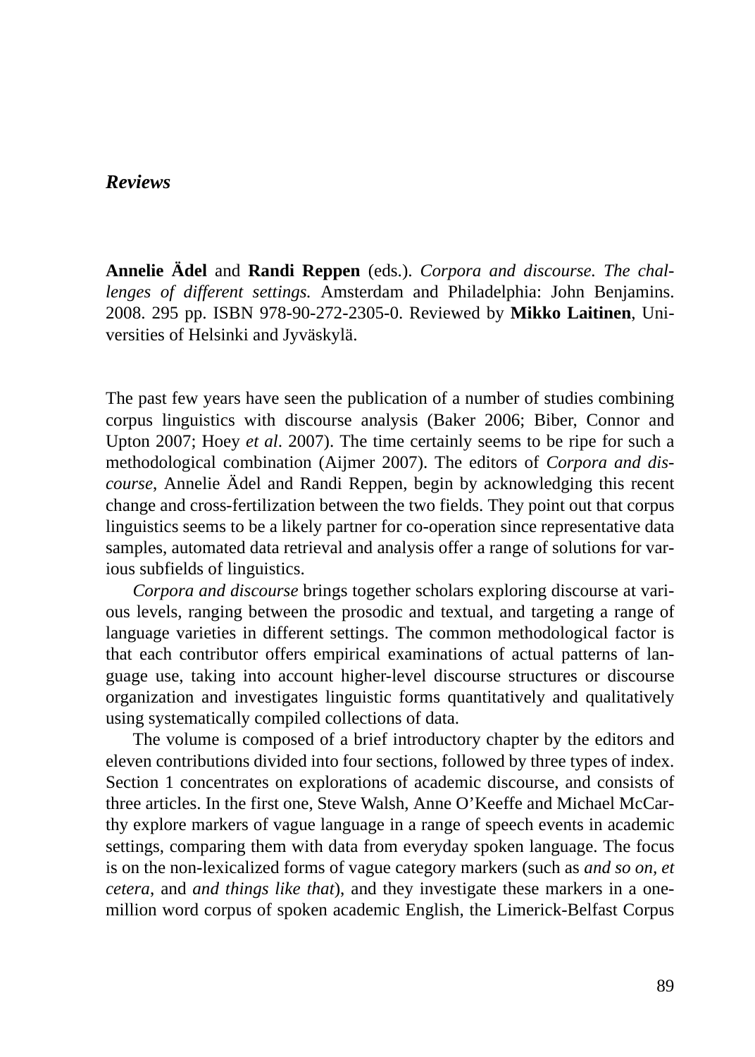## *Reviews*

**Annelie Ädel** and **Randi Reppen** (eds.). *Corpora and discourse. The challenges of different settings.* Amsterdam and Philadelphia: John Benjamins. 2008. 295 pp. ISBN 978-90-272-2305-0. Reviewed by **Mikko Laitinen**, Universities of Helsinki and Jyväskylä.

The past few years have seen the publication of a number of studies combining corpus linguistics with discourse analysis (Baker 2006; Biber, Connor and Upton 2007; Hoey *et al*. 2007). The time certainly seems to be ripe for such a methodological combination (Aijmer 2007). The editors of *Corpora and discourse*, Annelie Ädel and Randi Reppen, begin by acknowledging this recent change and cross-fertilization between the two fields. They point out that corpus linguistics seems to be a likely partner for co-operation since representative data samples, automated data retrieval and analysis offer a range of solutions for various subfields of linguistics.

*Corpora and discourse* brings together scholars exploring discourse at various levels, ranging between the prosodic and textual, and targeting a range of language varieties in different settings. The common methodological factor is that each contributor offers empirical examinations of actual patterns of language use, taking into account higher-level discourse structures or discourse organization and investigates linguistic forms quantitatively and qualitatively using systematically compiled collections of data.

The volume is composed of a brief introductory chapter by the editors and eleven contributions divided into four sections, followed by three types of index. Section 1 concentrates on explorations of academic discourse, and consists of three articles. In the first one, Steve Walsh, Anne O'Keeffe and Michael McCarthy explore markers of vague language in a range of speech events in academic settings, comparing them with data from everyday spoken language. The focus is on the non-lexicalized forms of vague category markers (such as *and so on*, *et cetera*, and *and things like that*), and they investigate these markers in a one-million word corpus of spoken academic English, the Limerick-Belfast Corpus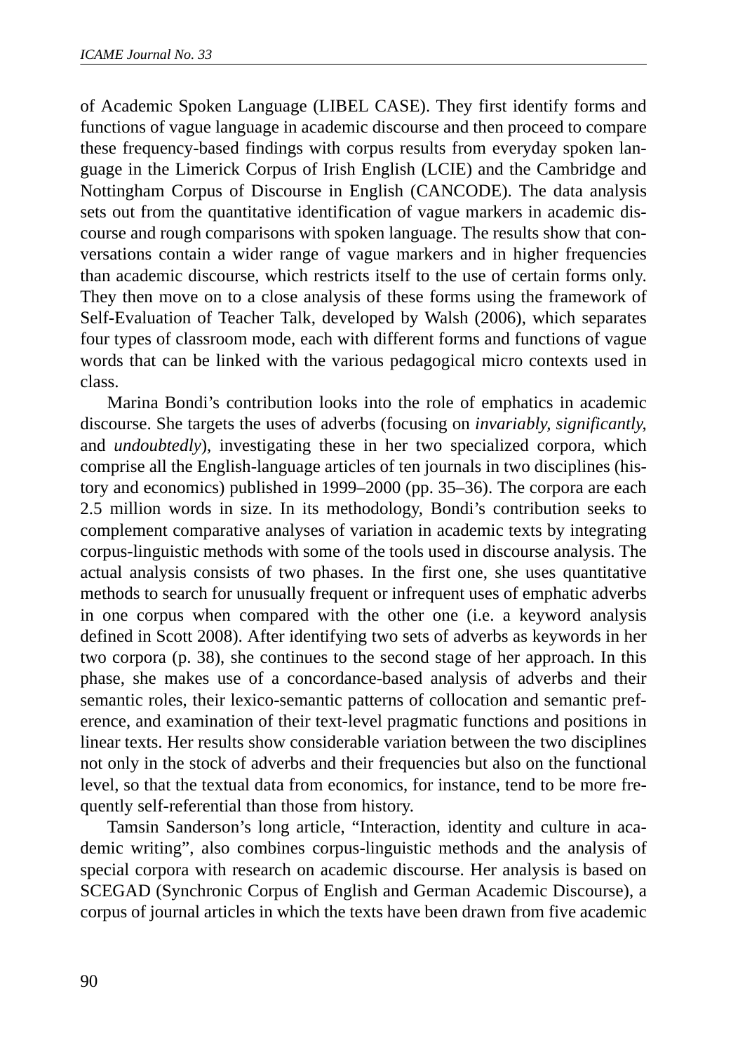of Academic Spoken Language (LIBEL CASE). They first identify forms and functions of vague language in academic discourse and then proceed to compare these frequency-based findings with corpus results from everyday spoken language in the Limerick Corpus of Irish English (LCIE) and the Cambridge and Nottingham Corpus of Discourse in English (CANCODE). The data analysis sets out from the quantitative identification of vague markers in academic discourse and rough comparisons with spoken language. The results show that conversations contain a wider range of vague markers and in higher frequencies than academic discourse, which restricts itself to the use of certain forms only. They then move on to a close analysis of these forms using the framework of Self-Evaluation of Teacher Talk, developed by Walsh (2006), which separates four types of classroom mode, each with different forms and functions of vague words that can be linked with the various pedagogical micro contexts used in class.

Marina Bondi's contribution looks into the role of emphatics in academic discourse. She targets the uses of adverbs (focusing on *invariably, significantly*, and *undoubtedly*), investigating these in her two specialized corpora, which comprise all the English-language articles of ten journals in two disciplines (history and economics) published in 1999–2000 (pp. 35–36). The corpora are each 2.5 million words in size. In its methodology, Bondi's contribution seeks to complement comparative analyses of variation in academic texts by integrating corpus-linguistic methods with some of the tools used in discourse analysis. The actual analysis consists of two phases. In the first one, she uses quantitative methods to search for unusually frequent or infrequent uses of emphatic adverbs in one corpus when compared with the other one (i.e. a keyword analysis defined in Scott 2008). After identifying two sets of adverbs as keywords in her two corpora (p. 38), she continues to the second stage of her approach. In this phase, she makes use of a concordance-based analysis of adverbs and their semantic roles, their lexico-semantic patterns of collocation and semantic preference, and examination of their text-level pragmatic functions and positions in linear texts. Her results show considerable variation between the two disciplines not only in the stock of adverbs and their frequencies but also on the functional level, so that the textual data from economics, for instance, tend to be more frequently self-referential than those from history.

Tamsin Sanderson's long article, "Interaction, identity and culture in academic writing", also combines corpus-linguistic methods and the analysis of special corpora with research on academic discourse. Her analysis is based on SCEGAD (Synchronic Corpus of English and German Academic Discourse), a corpus of journal articles in which the texts have been drawn from five academic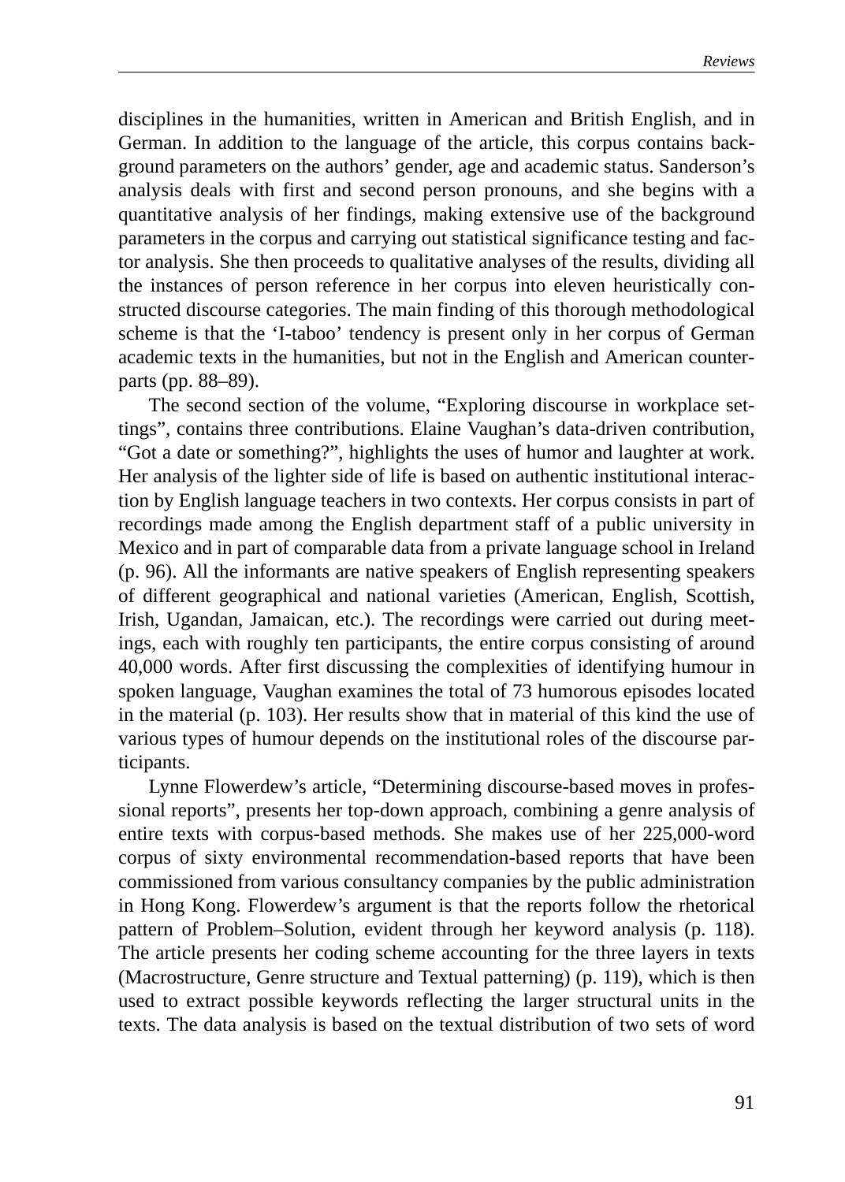disciplines in the humanities, written in American and British English, and in German. In addition to the language of the article, this corpus contains background parameters on the authors' gender, age and academic status. Sanderson's analysis deals with first and second person pronouns, and she begins with a quantitative analysis of her findings, making extensive use of the background parameters in the corpus and carrying out statistical significance testing and factor analysis. She then proceeds to qualitative analyses of the results, dividing all the instances of person reference in her corpus into eleven heuristically constructed discourse categories. The main finding of this thorough methodological scheme is that the 'I-taboo' tendency is present only in her corpus of German academic texts in the humanities, but not in the English and American counterparts (pp. 88–89).

The second section of the volume, "Exploring discourse in workplace settings", contains three contributions. Elaine Vaughan's data-driven contribution, "Got a date or something?", highlights the uses of humor and laughter at work. Her analysis of the lighter side of life is based on authentic institutional interaction by English language teachers in two contexts. Her corpus consists in part of recordings made among the English department staff of a public university in Mexico and in part of comparable data from a private language school in Ireland (p. 96). All the informants are native speakers of English representing speakers of different geographical and national varieties (American, English, Scottish, Irish, Ugandan, Jamaican, etc.). The recordings were carried out during meetings, each with roughly ten participants, the entire corpus consisting of around 40,000 words. After first discussing the complexities of identifying humour in spoken language, Vaughan examines the total of 73 humorous episodes located in the material (p. 103). Her results show that in material of this kind the use of various types of humour depends on the institutional roles of the discourse participants.

Lynne Flowerdew's article, "Determining discourse-based moves in professional reports", presents her top-down approach, combining a genre analysis of entire texts with corpus-based methods. She makes use of her 225,000-word corpus of sixty environmental recommendation-based reports that have been commissioned from various consultancy companies by the public administration in Hong Kong. Flowerdew's argument is that the reports follow the rhetorical pattern of Problem–Solution, evident through her keyword analysis (p. 118). The article presents her coding scheme accounting for the three layers in texts (Macrostructure, Genre structure and Textual patterning) (p. 119), which is then used to extract possible keywords reflecting the larger structural units in the texts. The data analysis is based on the textual distribution of two sets of word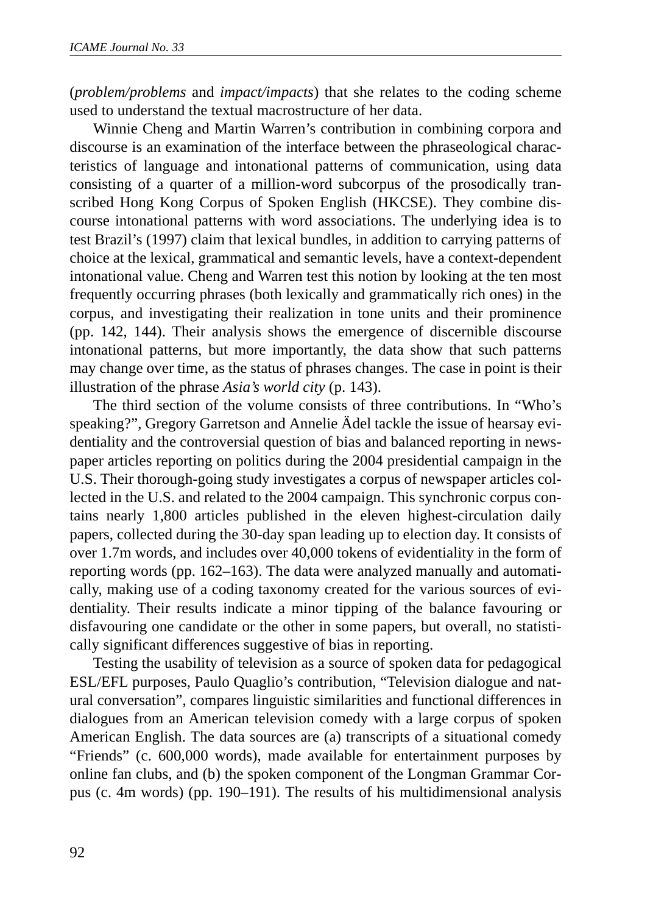(*problem/problems* and *impact/impacts*) that she relates to the coding scheme used to understand the textual macrostructure of her data.

Winnie Cheng and Martin Warren's contribution in combining corpora and discourse is an examination of the interface between the phraseological characteristics of language and intonational patterns of communication, using data consisting of a quarter of a million-word subcorpus of the prosodically transcribed Hong Kong Corpus of Spoken English (HKCSE). They combine discourse intonational patterns with word associations. The underlying idea is to test Brazil's (1997) claim that lexical bundles, in addition to carrying patterns of choice at the lexical, grammatical and semantic levels, have a context-dependent intonational value. Cheng and Warren test this notion by looking at the ten most frequently occurring phrases (both lexically and grammatically rich ones) in the corpus, and investigating their realization in tone units and their prominence (pp. 142, 144). Their analysis shows the emergence of discernible discourse intonational patterns, but more importantly, the data show that such patterns may change over time, as the status of phrases changes. The case in point is their illustration of the phrase *Asia's world city* (p. 143).

The third section of the volume consists of three contributions. In "Who's speaking?", Gregory Garretson and Annelie Ädel tackle the issue of hearsay evidentiality and the controversial question of bias and balanced reporting in newspaper articles reporting on politics during the 2004 presidential campaign in the U.S. Their thorough-going study investigates a corpus of newspaper articles collected in the U.S. and related to the 2004 campaign. This synchronic corpus contains nearly 1,800 articles published in the eleven highest-circulation daily papers, collected during the 30-day span leading up to election day. It consists of over 1.7m words, and includes over 40,000 tokens of evidentiality in the form of reporting words (pp. 162–163). The data were analyzed manually and automatically, making use of a coding taxonomy created for the various sources of evidentiality. Their results indicate a minor tipping of the balance favouring or disfavouring one candidate or the other in some papers, but overall, no statistically significant differences suggestive of bias in reporting.

Testing the usability of television as a source of spoken data for pedagogical ESL/EFL purposes, Paulo Quaglio's contribution, "Television dialogue and natural conversation", compares linguistic similarities and functional differences in dialogues from an American television comedy with a large corpus of spoken American English. The data sources are (a) transcripts of a situational comedy "Friends" (c. 600,000 words), made available for entertainment purposes by online fan clubs, and (b) the spoken component of the Longman Grammar Corpus (c. 4m words) (pp. 190–191). The results of his multidimensional analysis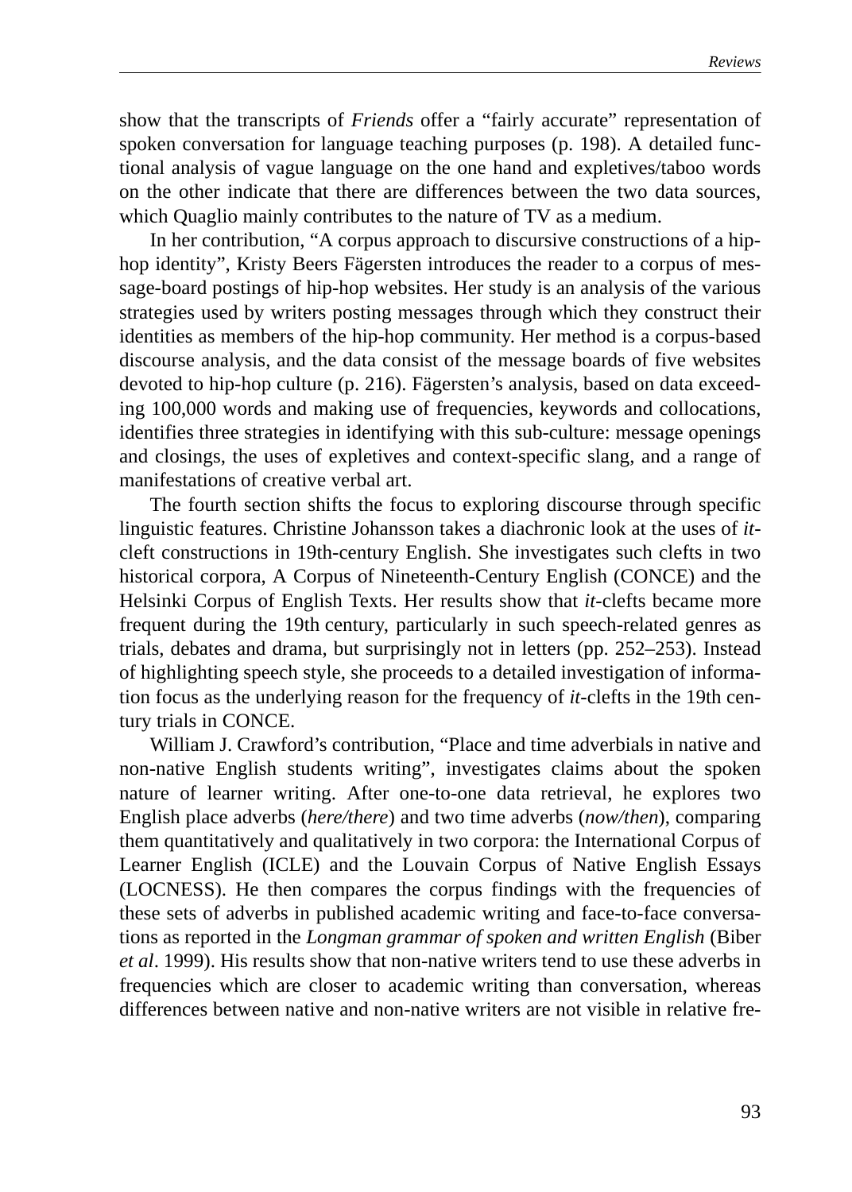show that the transcripts of *Friends* offer a “fairly accurate” representation of spoken conversation for language teaching purposes (p. 198). A detailed functional analysis of vague language on the one hand and expletives/taboo words on the other indicate that there are differences between the two data sources, which Quaglio mainly contributes to the nature of TV as a medium.

In her contribution, “A corpus approach to discursive constructions of a hip-hop identity”, Kristy Beers Fägersten introduces the reader to a corpus of message-board postings of hip-hop websites. Her study is an analysis of the various strategies used by writers posting messages through which they construct their identities as members of the hip-hop community. Her method is a corpus-based discourse analysis, and the data consist of the message boards of five websites devoted to hip-hop culture (p. 216). Fägersten’s analysis, based on data exceeding 100,000 words and making use of frequencies, keywords and collocations, identifies three strategies in identifying with this sub-culture: message openings and closings, the uses of expletives and context-specific slang, and a range of manifestations of creative verbal art.

The fourth section shifts the focus to exploring discourse through specific linguistic features. Christine Johansson takes a diachronic look at the uses of *it*-cleft constructions in 19th-century English. She investigates such clefts in two historical corpora, A Corpus of Nineteenth-Century English (CONCE) and the Helsinki Corpus of English Texts. Her results show that *it*-clefts became more frequent during the 19th century, particularly in such speech-related genres as trials, debates and drama, but surprisingly not in letters (pp. 252–253). Instead of highlighting speech style, she proceeds to a detailed investigation of information focus as the underlying reason for the frequency of *it*-clefts in the 19th century trials in CONCE.

William J. Crawford’s contribution, “Place and time adverbials in native and non-native English students writing”, investigates claims about the spoken nature of learner writing. After one-to-one data retrieval, he explores two English place adverbs (*here/there*) and two time adverbs (*now/then*), comparing them quantitatively and qualitatively in two corpora: the International Corpus of Learner English (ICLE) and the Louvain Corpus of Native English Essays (LOCNESS). He then compares the corpus findings with the frequencies of these sets of adverbs in published academic writing and face-to-face conversations as reported in the *Longman grammar of spoken and written English* (Biber *et al*. 1999). His results show that non-native writers tend to use these adverbs in frequencies which are closer to academic writing than conversation, whereas differences between native and non-native writers are not visible in relative fre-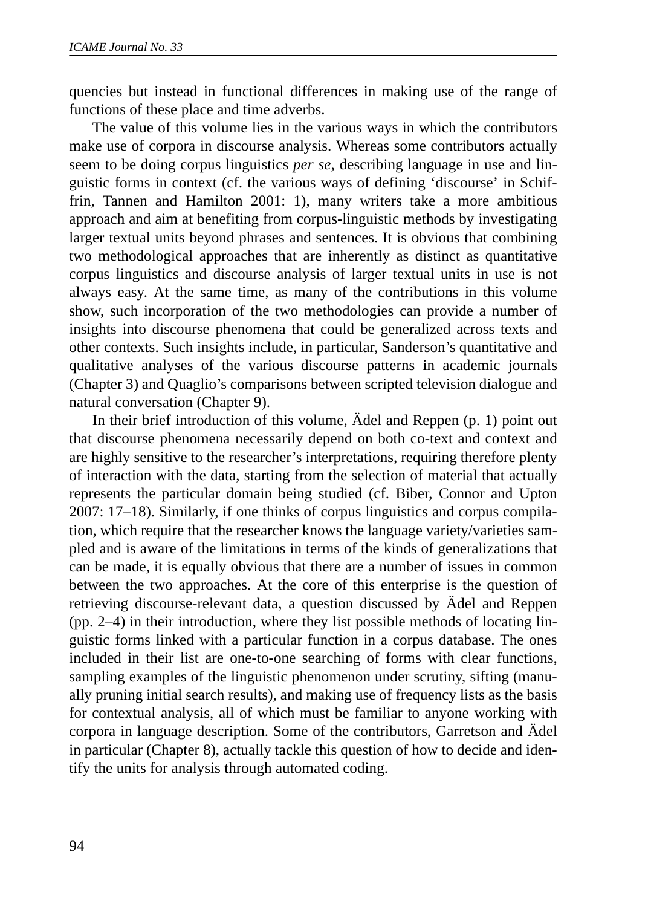quencies but instead in functional differences in making use of the range of functions of these place and time adverbs.

The value of this volume lies in the various ways in which the contributors make use of corpora in discourse analysis. Whereas some contributors actually seem to be doing corpus linguistics *per se*, describing language in use and linguistic forms in context (cf. the various ways of defining 'discourse' in Schiffrin, Tannen and Hamilton 2001: 1), many writers take a more ambitious approach and aim at benefiting from corpus-linguistic methods by investigating larger textual units beyond phrases and sentences. It is obvious that combining two methodological approaches that are inherently as distinct as quantitative corpus linguistics and discourse analysis of larger textual units in use is not always easy. At the same time, as many of the contributions in this volume show, such incorporation of the two methodologies can provide a number of insights into discourse phenomena that could be generalized across texts and other contexts. Such insights include, in particular, Sanderson's quantitative and qualitative analyses of the various discourse patterns in academic journals (Chapter 3) and Quaglio's comparisons between scripted television dialogue and natural conversation (Chapter 9).

In their brief introduction of this volume, Ädel and Reppen (p. 1) point out that discourse phenomena necessarily depend on both co-text and context and are highly sensitive to the researcher's interpretations, requiring therefore plenty of interaction with the data, starting from the selection of material that actually represents the particular domain being studied (cf. Biber, Connor and Upton 2007: 17–18). Similarly, if one thinks of corpus linguistics and corpus compilation, which require that the researcher knows the language variety/varieties sampled and is aware of the limitations in terms of the kinds of generalizations that can be made, it is equally obvious that there are a number of issues in common between the two approaches. At the core of this enterprise is the question of retrieving discourse-relevant data, a question discussed by Ädel and Reppen (pp. 2–4) in their introduction, where they list possible methods of locating linguistic forms linked with a particular function in a corpus database. The ones included in their list are one-to-one searching of forms with clear functions, sampling examples of the linguistic phenomenon under scrutiny, sifting (manually pruning initial search results), and making use of frequency lists as the basis for contextual analysis, all of which must be familiar to anyone working with corpora in language description. Some of the contributors, Garretson and Ädel in particular (Chapter 8), actually tackle this question of how to decide and identify the units for analysis through automated coding.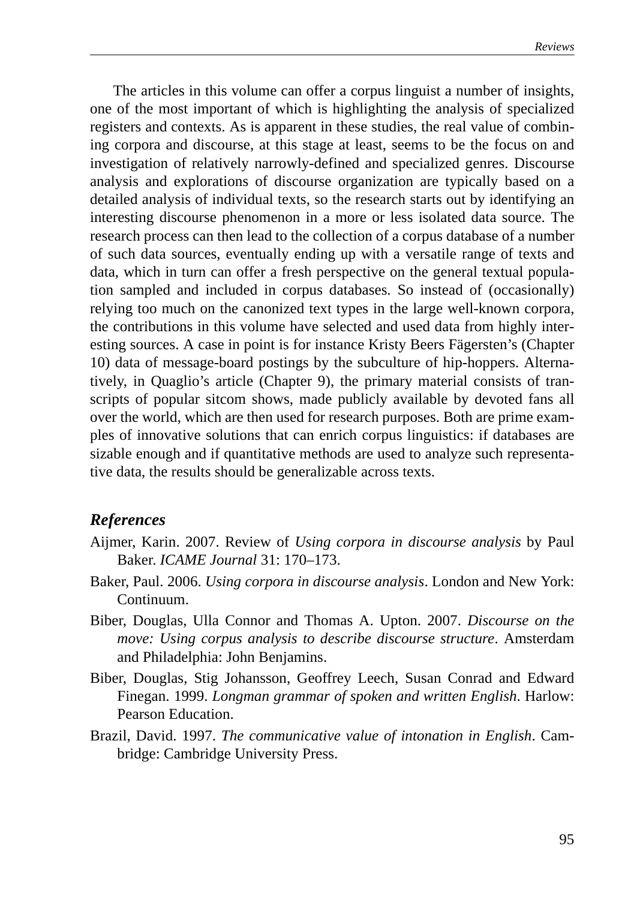The articles in this volume can offer a corpus linguist a number of insights, one of the most important of which is highlighting the analysis of specialized registers and contexts. As is apparent in these studies, the real value of combining corpora and discourse, at this stage at least, seems to be the focus on and investigation of relatively narrowly-defined and specialized genres. Discourse analysis and explorations of discourse organization are typically based on a detailed analysis of individual texts, so the research starts out by identifying an interesting discourse phenomenon in a more or less isolated data source. The research process can then lead to the collection of a corpus database of a number of such data sources, eventually ending up with a versatile range of texts and data, which in turn can offer a fresh perspective on the general textual population sampled and included in corpus databases. So instead of (occasionally) relying too much on the canonized text types in the large well-known corpora, the contributions in this volume have selected and used data from highly interesting sources. A case in point is for instance Kristy Beers Fägersten's (Chapter 10) data of message-board postings by the subculture of hip-hoppers. Alternatively, in Quaglio's article (Chapter 9), the primary material consists of transcripts of popular sitcom shows, made publicly available by devoted fans all over the world, which are then used for research purposes. Both are prime examples of innovative solutions that can enrich corpus linguistics: if databases are sizable enough and if quantitative methods are used to analyze such representative data, the results should be generalizable across texts.

### *References*

Aijmer, Karin. 2007. Review of *Using corpora in discourse analysis* by Paul Baker. *ICAME Journal* 31: 170–173.

Baker, Paul. 2006. *Using corpora in discourse analysis*. London and New York: Continuum.

Biber, Douglas, Ulla Connor and Thomas A. Upton. 2007. *Discourse on the move: Using corpus analysis to describe discourse structure*. Amsterdam and Philadelphia: John Benjamins.

Biber, Douglas, Stig Johansson, Geoffrey Leech, Susan Conrad and Edward Finegan. 1999. *Longman grammar of spoken and written English*. Harlow: Pearson Education.

Brazil, David. 1997. *The communicative value of intonation in English*. Cambridge: Cambridge University Press.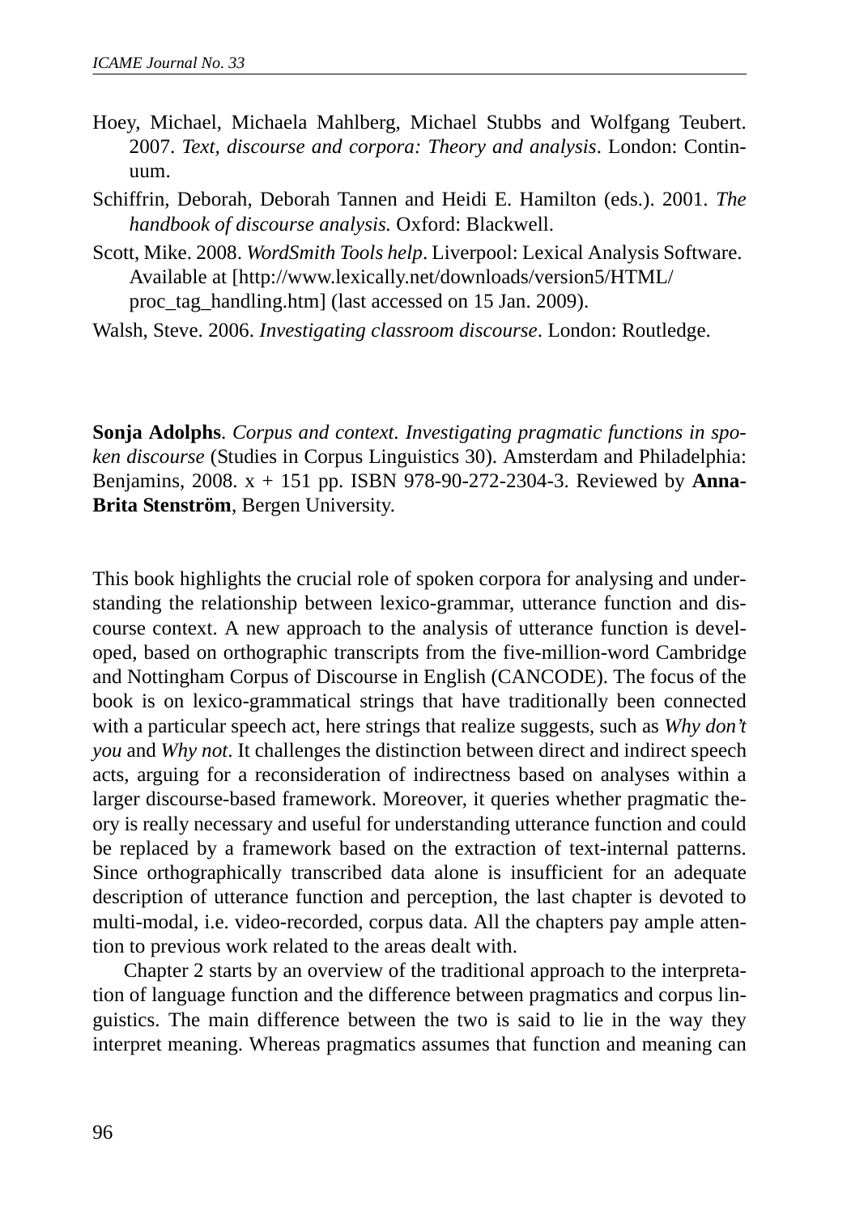Hoey, Michael, Michaela Mahlberg, Michael Stubbs and Wolfgang Teubert. 2007. *Text, discourse and corpora: Theory and analysis*. London: Continuum.

Schiffrin, Deborah, Deborah Tannen and Heidi E. Hamilton (eds.). 2001. *The handbook of discourse analysis.* Oxford: Blackwell.

Scott, Mike. 2008. *WordSmith Tools help*. Liverpool: Lexical Analysis Software. Available at [http://www.lexically.net/downloads/version5/HTML/proc_tag_handling.htm] (last accessed on 15 Jan. 2009).

Walsh, Steve. 2006. *Investigating classroom discourse*. London: Routledge.

**Sonja Adolphs**. *Corpus and context. Investigating pragmatic functions in spoken discourse* (Studies in Corpus Linguistics 30). Amsterdam and Philadelphia: Benjamins, 2008. x + 151 pp. ISBN 978-90-272-2304-3. Reviewed by **Anna-Brita Stenström**, Bergen University.

This book highlights the crucial role of spoken corpora for analysing and understanding the relationship between lexico-grammar, utterance function and discourse context. A new approach to the analysis of utterance function is developed, based on orthographic transcripts from the five-million-word Cambridge and Nottingham Corpus of Discourse in English (CANCODE). The focus of the book is on lexico-grammatical strings that have traditionally been connected with a particular speech act, here strings that realize suggests, such as *Why don't you* and *Why not*. It challenges the distinction between direct and indirect speech acts, arguing for a reconsideration of indirectness based on analyses within a larger discourse-based framework. Moreover, it queries whether pragmatic theory is really necessary and useful for understanding utterance function and could be replaced by a framework based on the extraction of text-internal patterns. Since orthographically transcribed data alone is insufficient for an adequate description of utterance function and perception, the last chapter is devoted to multi-modal, i.e. video-recorded, corpus data. All the chapters pay ample attention to previous work related to the areas dealt with.

Chapter 2 starts by an overview of the traditional approach to the interpretation of language function and the difference between pragmatics and corpus linguistics. The main difference between the two is said to lie in the way they interpret meaning. Whereas pragmatics assumes that function and meaning can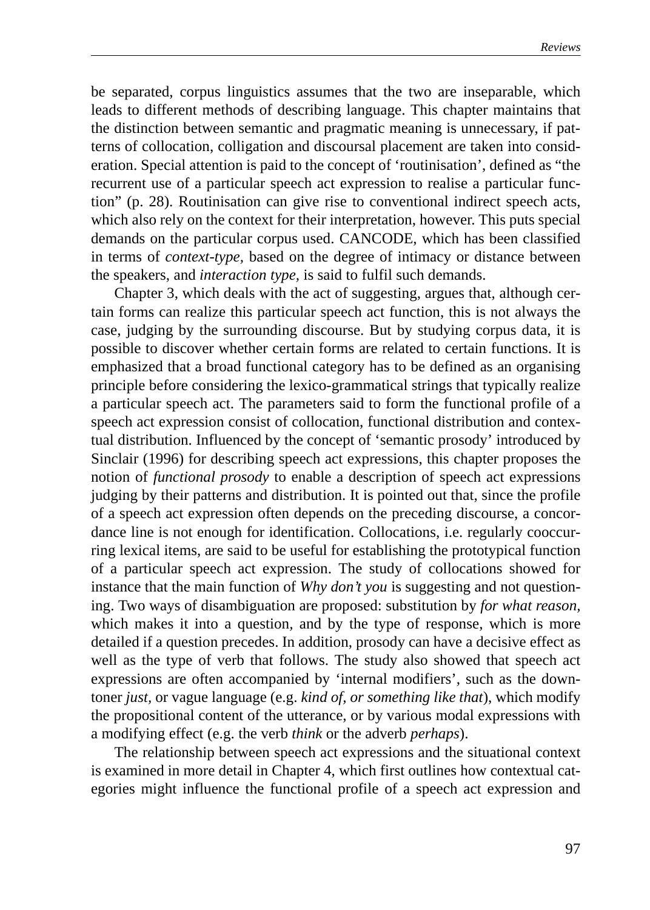be separated, corpus linguistics assumes that the two are inseparable, which leads to different methods of describing language. This chapter maintains that the distinction between semantic and pragmatic meaning is unnecessary, if patterns of collocation, colligation and discoursal placement are taken into consideration. Special attention is paid to the concept of 'routinisation', defined as "the recurrent use of a particular speech act expression to realise a particular function" (p. 28). Routinisation can give rise to conventional indirect speech acts, which also rely on the context for their interpretation, however. This puts special demands on the particular corpus used. CANCODE, which has been classified in terms of *context-type,* based on the degree of intimacy or distance between the speakers, and *interaction type,* is said to fulfil such demands.

Chapter 3, which deals with the act of suggesting, argues that, although certain forms can realize this particular speech act function, this is not always the case, judging by the surrounding discourse. But by studying corpus data, it is possible to discover whether certain forms are related to certain functions. It is emphasized that a broad functional category has to be defined as an organising principle before considering the lexico-grammatical strings that typically realize a particular speech act. The parameters said to form the functional profile of a speech act expression consist of collocation, functional distribution and contextual distribution. Influenced by the concept of 'semantic prosody' introduced by Sinclair (1996) for describing speech act expressions, this chapter proposes the notion of *functional prosody* to enable a description of speech act expressions judging by their patterns and distribution. It is pointed out that, since the profile of a speech act expression often depends on the preceding discourse, a concordance line is not enough for identification. Collocations, i.e. regularly cooccurring lexical items, are said to be useful for establishing the prototypical function of a particular speech act expression. The study of collocations showed for instance that the main function of *Why don't you* is suggesting and not questioning. Two ways of disambiguation are proposed: substitution by *for what reason,* which makes it into a question, and by the type of response, which is more detailed if a question precedes. In addition, prosody can have a decisive effect as well as the type of verb that follows. The study also showed that speech act expressions are often accompanied by 'internal modifiers', such as the downtoner *just,* or vague language (e.g. *kind of, or something like that*), which modify the propositional content of the utterance, or by various modal expressions with a modifying effect (e.g. the verb *think* or the adverb *perhaps*).

The relationship between speech act expressions and the situational context is examined in more detail in Chapter 4, which first outlines how contextual categories might influence the functional profile of a speech act expression and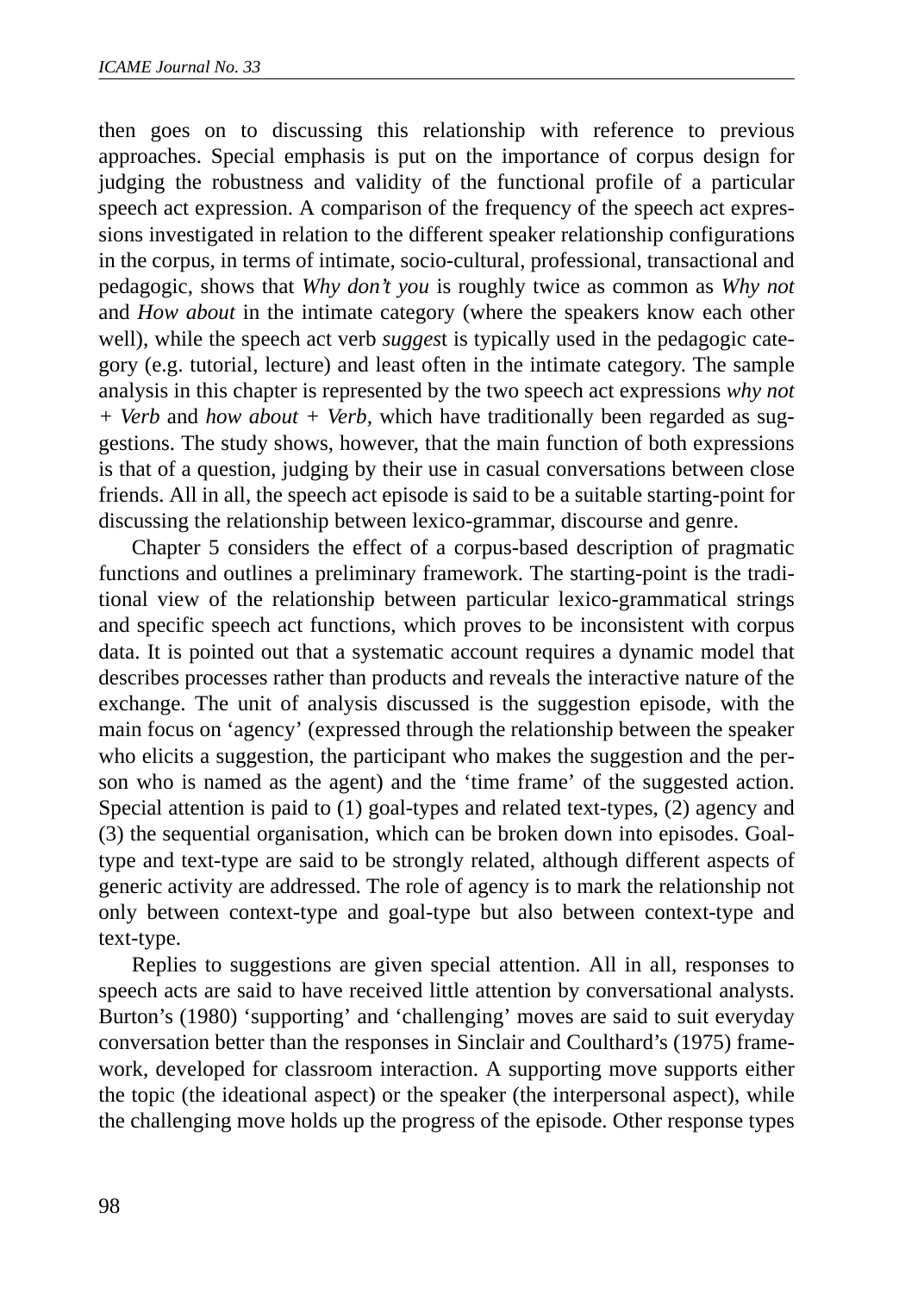then goes on to discussing this relationship with reference to previous approaches. Special emphasis is put on the importance of corpus design for judging the robustness and validity of the functional profile of a particular speech act expression. A comparison of the frequency of the speech act expressions investigated in relation to the different speaker relationship configurations in the corpus, in terms of intimate, socio-cultural, professional, transactional and pedagogic, shows that *Why don't you* is roughly twice as common as *Why not* and *How about* in the intimate category (where the speakers know each other well), while the speech act verb *sugges*t is typically used in the pedagogic category (e.g. tutorial, lecture) and least often in the intimate category. The sample analysis in this chapter is represented by the two speech act expressions *why not + Verb* and *how about + Verb,* which have traditionally been regarded as suggestions. The study shows, however, that the main function of both expressions is that of a question, judging by their use in casual conversations between close friends. All in all, the speech act episode is said to be a suitable starting-point for discussing the relationship between lexico-grammar, discourse and genre.

Chapter 5 considers the effect of a corpus-based description of pragmatic functions and outlines a preliminary framework. The starting-point is the traditional view of the relationship between particular lexico-grammatical strings and specific speech act functions, which proves to be inconsistent with corpus data. It is pointed out that a systematic account requires a dynamic model that describes processes rather than products and reveals the interactive nature of the exchange. The unit of analysis discussed is the suggestion episode, with the main focus on 'agency' (expressed through the relationship between the speaker who elicits a suggestion, the participant who makes the suggestion and the person who is named as the agent) and the 'time frame' of the suggested action. Special attention is paid to (1) goal-types and related text-types, (2) agency and (3) the sequential organisation, which can be broken down into episodes. Goal-type and text-type are said to be strongly related, although different aspects of generic activity are addressed. The role of agency is to mark the relationship not only between context-type and goal-type but also between context-type and text-type.

Replies to suggestions are given special attention. All in all, responses to speech acts are said to have received little attention by conversational analysts. Burton's (1980) 'supporting' and 'challenging' moves are said to suit everyday conversation better than the responses in Sinclair and Coulthard's (1975) framework, developed for classroom interaction. A supporting move supports either the topic (the ideational aspect) or the speaker (the interpersonal aspect), while the challenging move holds up the progress of the episode. Other response types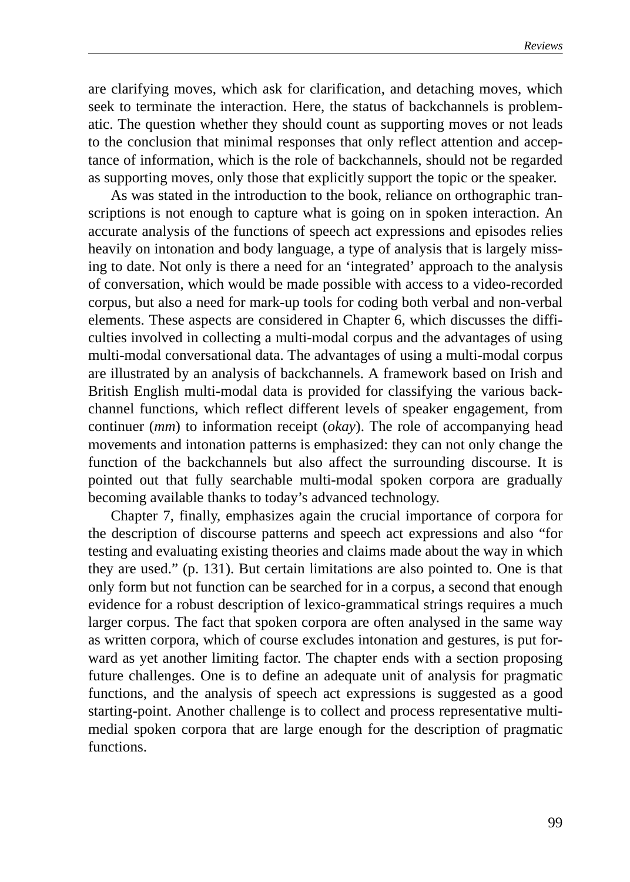are clarifying moves, which ask for clarification, and detaching moves, which seek to terminate the interaction. Here, the status of backchannels is problematic. The question whether they should count as supporting moves or not leads to the conclusion that minimal responses that only reflect attention and acceptance of information, which is the role of backchannels, should not be regarded as supporting moves, only those that explicitly support the topic or the speaker.

As was stated in the introduction to the book, reliance on orthographic transcriptions is not enough to capture what is going on in spoken interaction. An accurate analysis of the functions of speech act expressions and episodes relies heavily on intonation and body language, a type of analysis that is largely missing to date. Not only is there a need for an 'integrated' approach to the analysis of conversation, which would be made possible with access to a video-recorded corpus, but also a need for mark-up tools for coding both verbal and non-verbal elements. These aspects are considered in Chapter 6, which discusses the difficulties involved in collecting a multi-modal corpus and the advantages of using multi-modal conversational data. The advantages of using a multi-modal corpus are illustrated by an analysis of backchannels. A framework based on Irish and British English multi-modal data is provided for classifying the various backchannel functions, which reflect different levels of speaker engagement, from continuer (*mm*) to information receipt (*okay*). The role of accompanying head movements and intonation patterns is emphasized: they can not only change the function of the backchannels but also affect the surrounding discourse. It is pointed out that fully searchable multi-modal spoken corpora are gradually becoming available thanks to today's advanced technology.

Chapter 7, finally, emphasizes again the crucial importance of corpora for the description of discourse patterns and speech act expressions and also "for testing and evaluating existing theories and claims made about the way in which they are used." (p. 131). But certain limitations are also pointed to. One is that only form but not function can be searched for in a corpus, a second that enough evidence for a robust description of lexico-grammatical strings requires a much larger corpus. The fact that spoken corpora are often analysed in the same way as written corpora, which of course excludes intonation and gestures, is put forward as yet another limiting factor. The chapter ends with a section proposing future challenges. One is to define an adequate unit of analysis for pragmatic functions, and the analysis of speech act expressions is suggested as a good starting-point. Another challenge is to collect and process representative multi-medial spoken corpora that are large enough for the description of pragmatic functions.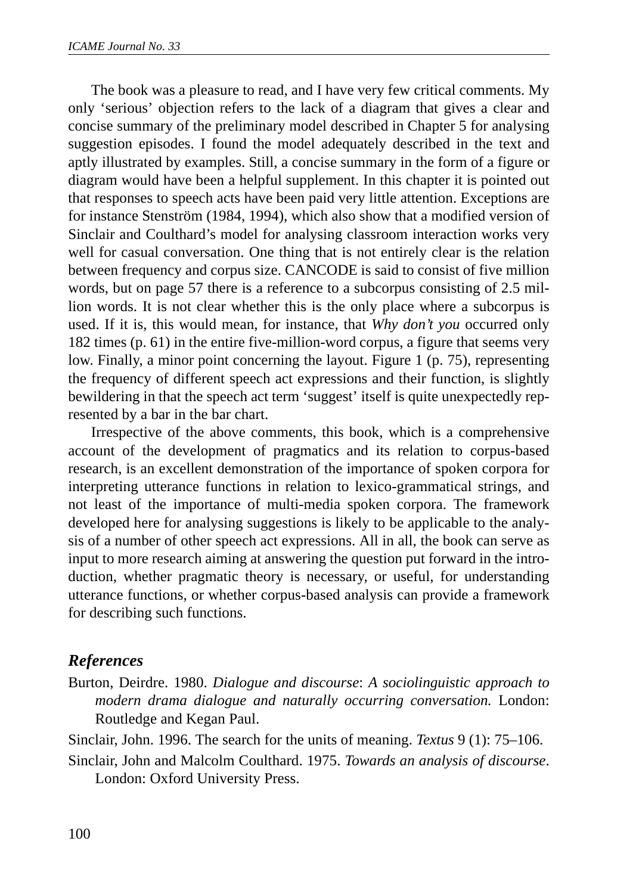The book was a pleasure to read, and I have very few critical comments. My only 'serious' objection refers to the lack of a diagram that gives a clear and concise summary of the preliminary model described in Chapter 5 for analysing suggestion episodes. I found the model adequately described in the text and aptly illustrated by examples. Still, a concise summary in the form of a figure or diagram would have been a helpful supplement. In this chapter it is pointed out that responses to speech acts have been paid very little attention. Exceptions are for instance Stenström (1984, 1994), which also show that a modified version of Sinclair and Coulthard's model for analysing classroom interaction works very well for casual conversation. One thing that is not entirely clear is the relation between frequency and corpus size. CANCODE is said to consist of five million words, but on page 57 there is a reference to a subcorpus consisting of 2.5 million words. It is not clear whether this is the only place where a subcorpus is used. If it is, this would mean, for instance, that *Why don't you* occurred only 182 times (p. 61) in the entire five-million-word corpus, a figure that seems very low. Finally, a minor point concerning the layout. Figure 1 (p. 75), representing the frequency of different speech act expressions and their function, is slightly bewildering in that the speech act term 'suggest' itself is quite unexpectedly represented by a bar in the bar chart.

Irrespective of the above comments, this book, which is a comprehensive account of the development of pragmatics and its relation to corpus-based research, is an excellent demonstration of the importance of spoken corpora for interpreting utterance functions in relation to lexico-grammatical strings, and not least of the importance of multi-media spoken corpora. The framework developed here for analysing suggestions is likely to be applicable to the analysis of a number of other speech act expressions. All in all, the book can serve as input to more research aiming at answering the question put forward in the introduction, whether pragmatic theory is necessary, or useful, for understanding utterance functions, or whether corpus-based analysis can provide a framework for describing such functions.

## *References*

Burton, Deirdre. 1980. *Dialogue and discourse*: *A sociolinguistic approach to modern drama dialogue and naturally occurring conversation.* London: Routledge and Kegan Paul.

Sinclair, John. 1996. The search for the units of meaning. *Textus* 9 (1): 75–106.

Sinclair, John and Malcolm Coulthard. 1975. *Towards an analysis of discourse*. London: Oxford University Press.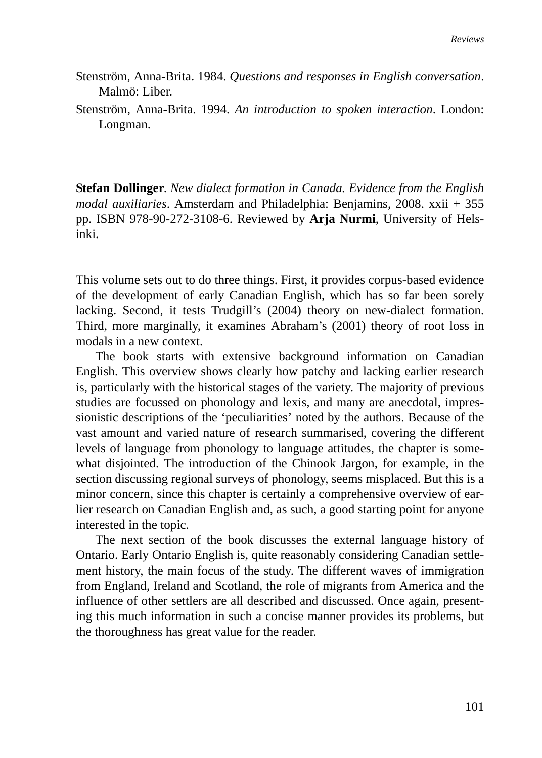Stenström, Anna-Brita. 1984. *Questions and responses in English conversation*. Malmö: Liber.

Stenström, Anna-Brita. 1994. *An introduction to spoken interaction*. London: Longman.

**Stefan Dollinger**. *New dialect formation in Canada. Evidence from the English modal auxiliaries*. Amsterdam and Philadelphia: Benjamins, 2008. xxii + 355 pp. ISBN 978-90-272-3108-6. Reviewed by **Arja Nurmi**, University of Helsinki.

This volume sets out to do three things. First, it provides corpus-based evidence of the development of early Canadian English, which has so far been sorely lacking. Second, it tests Trudgill's (2004) theory on new-dialect formation. Third, more marginally, it examines Abraham's (2001) theory of root loss in modals in a new context.

The book starts with extensive background information on Canadian English. This overview shows clearly how patchy and lacking earlier research is, particularly with the historical stages of the variety. The majority of previous studies are focussed on phonology and lexis, and many are anecdotal, impressionistic descriptions of the 'peculiarities' noted by the authors. Because of the vast amount and varied nature of research summarised, covering the different levels of language from phonology to language attitudes, the chapter is somewhat disjointed. The introduction of the Chinook Jargon, for example, in the section discussing regional surveys of phonology, seems misplaced. But this is a minor concern, since this chapter is certainly a comprehensive overview of earlier research on Canadian English and, as such, a good starting point for anyone interested in the topic.

The next section of the book discusses the external language history of Ontario. Early Ontario English is, quite reasonably considering Canadian settlement history, the main focus of the study. The different waves of immigration from England, Ireland and Scotland, the role of migrants from America and the influence of other settlers are all described and discussed. Once again, presenting this much information in such a concise manner provides its problems, but the thoroughness has great value for the reader.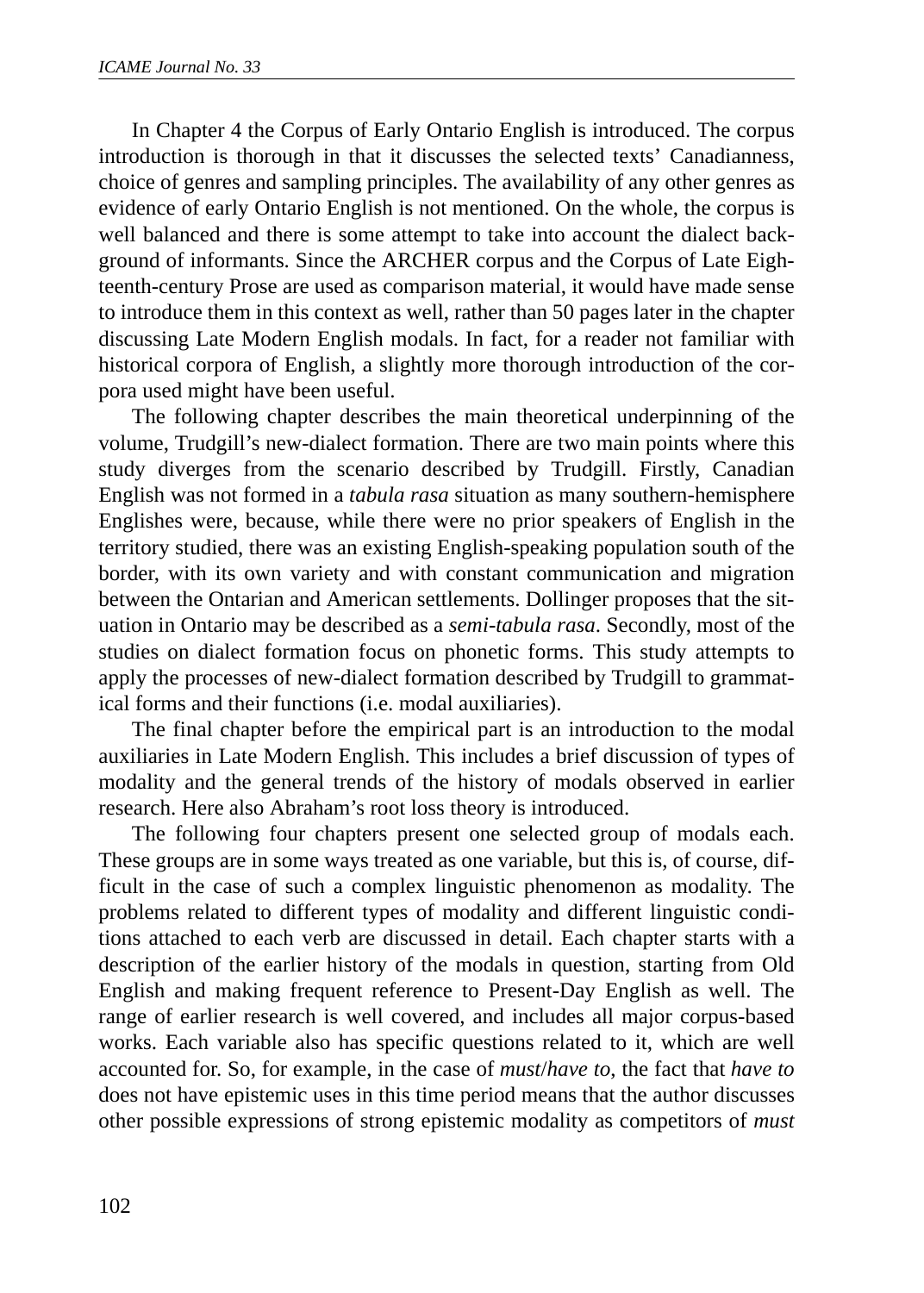In Chapter 4 the Corpus of Early Ontario English is introduced. The corpus introduction is thorough in that it discusses the selected texts' Canadianness, choice of genres and sampling principles. The availability of any other genres as evidence of early Ontario English is not mentioned. On the whole, the corpus is well balanced and there is some attempt to take into account the dialect background of informants. Since the ARCHER corpus and the Corpus of Late Eighteenth-century Prose are used as comparison material, it would have made sense to introduce them in this context as well, rather than 50 pages later in the chapter discussing Late Modern English modals. In fact, for a reader not familiar with historical corpora of English, a slightly more thorough introduction of the corpora used might have been useful.

The following chapter describes the main theoretical underpinning of the volume, Trudgill's new-dialect formation. There are two main points where this study diverges from the scenario described by Trudgill. Firstly, Canadian English was not formed in a *tabula rasa* situation as many southern-hemisphere Englishes were, because, while there were no prior speakers of English in the territory studied, there was an existing English-speaking population south of the border, with its own variety and with constant communication and migration between the Ontarian and American settlements. Dollinger proposes that the situation in Ontario may be described as a *semi-tabula rasa*. Secondly, most of the studies on dialect formation focus on phonetic forms. This study attempts to apply the processes of new-dialect formation described by Trudgill to grammatical forms and their functions (i.e. modal auxiliaries).

The final chapter before the empirical part is an introduction to the modal auxiliaries in Late Modern English. This includes a brief discussion of types of modality and the general trends of the history of modals observed in earlier research. Here also Abraham's root loss theory is introduced.

The following four chapters present one selected group of modals each. These groups are in some ways treated as one variable, but this is, of course, difficult in the case of such a complex linguistic phenomenon as modality. The problems related to different types of modality and different linguistic conditions attached to each verb are discussed in detail. Each chapter starts with a description of the earlier history of the modals in question, starting from Old English and making frequent reference to Present-Day English as well. The range of earlier research is well covered, and includes all major corpus-based works. Each variable also has specific questions related to it, which are well accounted for. So, for example, in the case of *must*/*have to*, the fact that *have to* does not have epistemic uses in this time period means that the author discusses other possible expressions of strong epistemic modality as competitors of *must*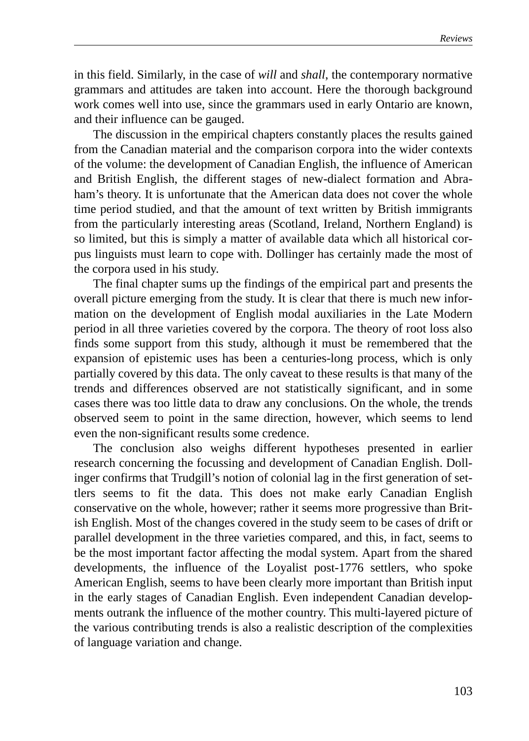in this field. Similarly, in the case of *will* and *shall*, the contemporary normative grammars and attitudes are taken into account. Here the thorough background work comes well into use, since the grammars used in early Ontario are known, and their influence can be gauged.

The discussion in the empirical chapters constantly places the results gained from the Canadian material and the comparison corpora into the wider contexts of the volume: the development of Canadian English, the influence of American and British English, the different stages of new-dialect formation and Abraham's theory. It is unfortunate that the American data does not cover the whole time period studied, and that the amount of text written by British immigrants from the particularly interesting areas (Scotland, Ireland, Northern England) is so limited, but this is simply a matter of available data which all historical corpus linguists must learn to cope with. Dollinger has certainly made the most of the corpora used in his study.

The final chapter sums up the findings of the empirical part and presents the overall picture emerging from the study. It is clear that there is much new information on the development of English modal auxiliaries in the Late Modern period in all three varieties covered by the corpora. The theory of root loss also finds some support from this study, although it must be remembered that the expansion of epistemic uses has been a centuries-long process, which is only partially covered by this data. The only caveat to these results is that many of the trends and differences observed are not statistically significant, and in some cases there was too little data to draw any conclusions. On the whole, the trends observed seem to point in the same direction, however, which seems to lend even the non-significant results some credence.

The conclusion also weighs different hypotheses presented in earlier research concerning the focussing and development of Canadian English. Dollinger confirms that Trudgill's notion of colonial lag in the first generation of settlers seems to fit the data. This does not make early Canadian English conservative on the whole, however; rather it seems more progressive than British English. Most of the changes covered in the study seem to be cases of drift or parallel development in the three varieties compared, and this, in fact, seems to be the most important factor affecting the modal system. Apart from the shared developments, the influence of the Loyalist post-1776 settlers, who spoke American English, seems to have been clearly more important than British input in the early stages of Canadian English. Even independent Canadian developments outrank the influence of the mother country. This multi-layered picture of the various contributing trends is also a realistic description of the complexities of language variation and change.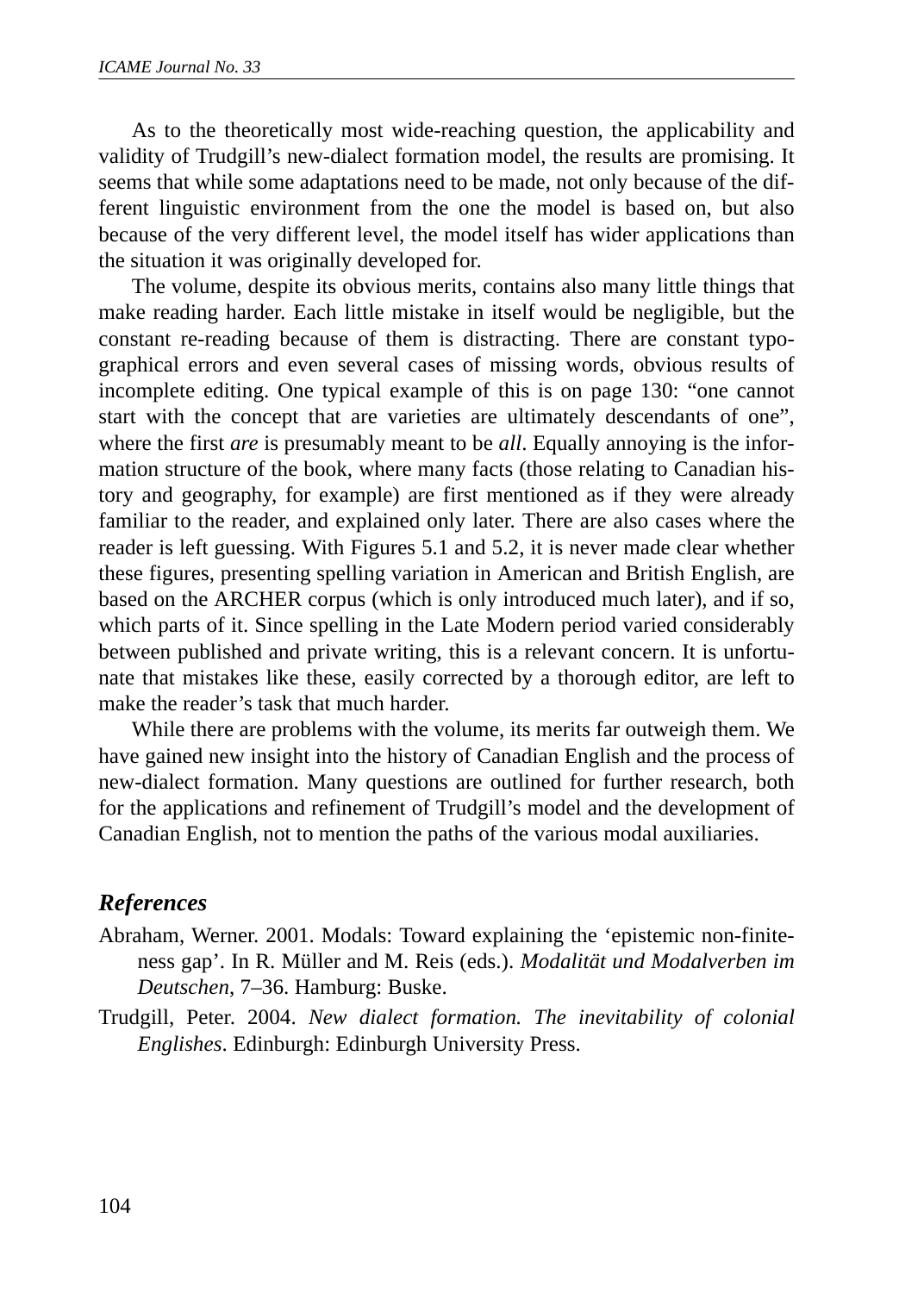As to the theoretically most wide-reaching question, the applicability and validity of Trudgill's new-dialect formation model, the results are promising. It seems that while some adaptations need to be made, not only because of the different linguistic environment from the one the model is based on, but also because of the very different level, the model itself has wider applications than the situation it was originally developed for.

The volume, despite its obvious merits, contains also many little things that make reading harder. Each little mistake in itself would be negligible, but the constant re-reading because of them is distracting. There are constant typographical errors and even several cases of missing words, obvious results of incomplete editing. One typical example of this is on page 130: "one cannot start with the concept that are varieties are ultimately descendants of one", where the first *are* is presumably meant to be *all*. Equally annoying is the information structure of the book, where many facts (those relating to Canadian history and geography, for example) are first mentioned as if they were already familiar to the reader, and explained only later. There are also cases where the reader is left guessing. With Figures 5.1 and 5.2, it is never made clear whether these figures, presenting spelling variation in American and British English, are based on the ARCHER corpus (which is only introduced much later), and if so, which parts of it. Since spelling in the Late Modern period varied considerably between published and private writing, this is a relevant concern. It is unfortunate that mistakes like these, easily corrected by a thorough editor, are left to make the reader's task that much harder.

While there are problems with the volume, its merits far outweigh them. We have gained new insight into the history of Canadian English and the process of new-dialect formation. Many questions are outlined for further research, both for the applications and refinement of Trudgill's model and the development of Canadian English, not to mention the paths of the various modal auxiliaries.

## References

Abraham, Werner. 2001. Modals: Toward explaining the 'epistemic non-finiteness gap'. In R. Müller and M. Reis (eds.). *Modalität und Modalverben im Deutschen*, 7–36. Hamburg: Buske.

Trudgill, Peter. 2004. *New dialect formation. The inevitability of colonial Englishes*. Edinburgh: Edinburgh University Press.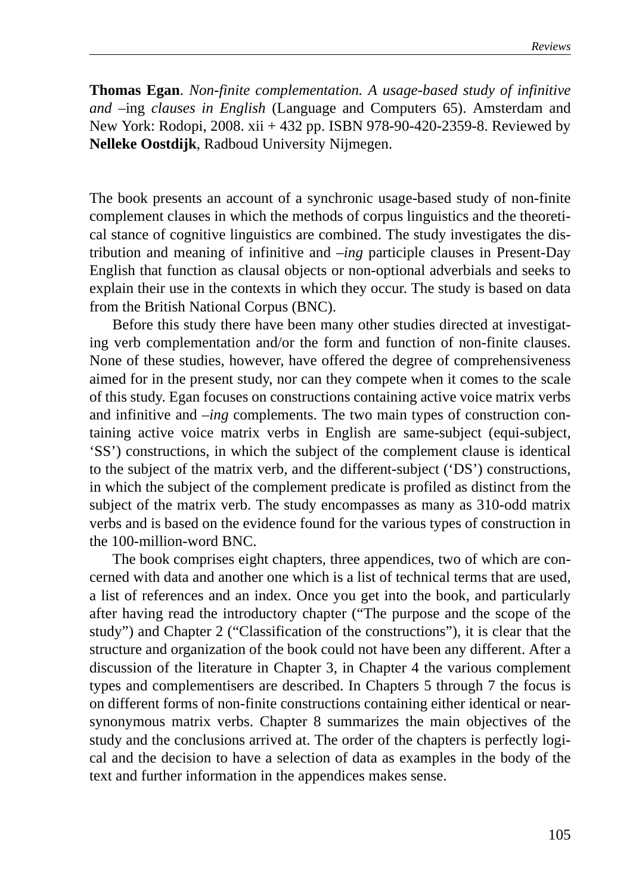**Thomas Egan**. *Non-finite complementation. A usage-based study of infinitive and* –ing *clauses in English* (Language and Computers 65). Amsterdam and New York: Rodopi, 2008. xii + 432 pp. ISBN 978-90-420-2359-8. Reviewed by **Nelleke Oostdijk**, Radboud University Nijmegen.

The book presents an account of a synchronic usage-based study of non-finite complement clauses in which the methods of corpus linguistics and the theoretical stance of cognitive linguistics are combined. The study investigates the distribution and meaning of infinitive and *–ing* participle clauses in Present-Day English that function as clausal objects or non-optional adverbials and seeks to explain their use in the contexts in which they occur. The study is based on data from the British National Corpus (BNC).

Before this study there have been many other studies directed at investigating verb complementation and/or the form and function of non-finite clauses. None of these studies, however, have offered the degree of comprehensiveness aimed for in the present study, nor can they compete when it comes to the scale of this study. Egan focuses on constructions containing active voice matrix verbs and infinitive and *–ing* complements. The two main types of construction containing active voice matrix verbs in English are same-subject (equi-subject, 'SS') constructions, in which the subject of the complement clause is identical to the subject of the matrix verb, and the different-subject ('DS') constructions, in which the subject of the complement predicate is profiled as distinct from the subject of the matrix verb. The study encompasses as many as 310-odd matrix verbs and is based on the evidence found for the various types of construction in the 100-million-word BNC.

The book comprises eight chapters, three appendices, two of which are concerned with data and another one which is a list of technical terms that are used, a list of references and an index. Once you get into the book, and particularly after having read the introductory chapter ("The purpose and the scope of the study") and Chapter 2 ("Classification of the constructions"), it is clear that the structure and organization of the book could not have been any different. After a discussion of the literature in Chapter 3, in Chapter 4 the various complement types and complementisers are described. In Chapters 5 through 7 the focus is on different forms of non-finite constructions containing either identical or near-synonymous matrix verbs. Chapter 8 summarizes the main objectives of the study and the conclusions arrived at. The order of the chapters is perfectly logical and the decision to have a selection of data as examples in the body of the text and further information in the appendices makes sense.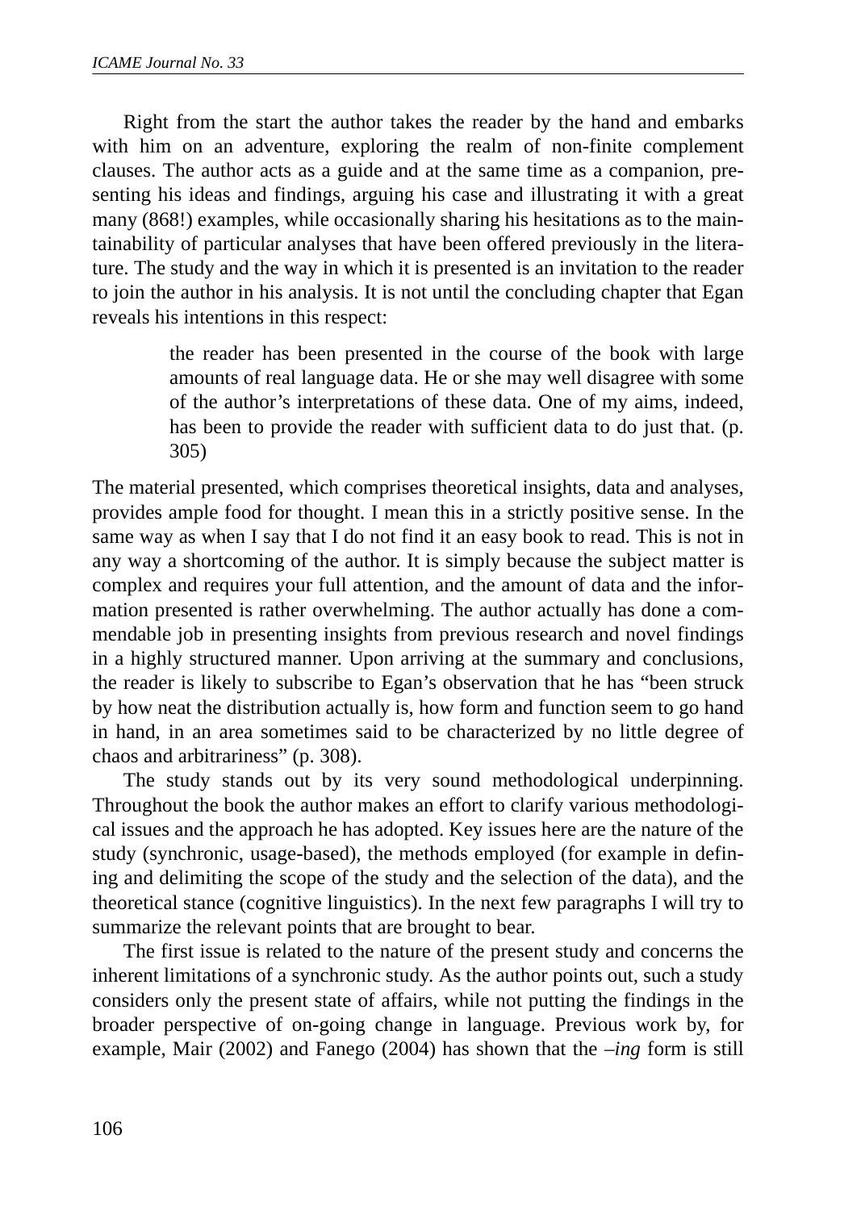Right from the start the author takes the reader by the hand and embarks with him on an adventure, exploring the realm of non-finite complement clauses. The author acts as a guide and at the same time as a companion, presenting his ideas and findings, arguing his case and illustrating it with a great many (868!) examples, while occasionally sharing his hesitations as to the maintainability of particular analyses that have been offered previously in the literature. The study and the way in which it is presented is an invitation to the reader to join the author in his analysis. It is not until the concluding chapter that Egan reveals his intentions in this respect:

> the reader has been presented in the course of the book with large amounts of real language data. He or she may well disagree with some of the author's interpretations of these data. One of my aims, indeed, has been to provide the reader with sufficient data to do just that. (p. 305)

The material presented, which comprises theoretical insights, data and analyses, provides ample food for thought. I mean this in a strictly positive sense. In the same way as when I say that I do not find it an easy book to read. This is not in any way a shortcoming of the author. It is simply because the subject matter is complex and requires your full attention, and the amount of data and the information presented is rather overwhelming. The author actually has done a commendable job in presenting insights from previous research and novel findings in a highly structured manner. Upon arriving at the summary and conclusions, the reader is likely to subscribe to Egan's observation that he has "been struck by how neat the distribution actually is, how form and function seem to go hand in hand, in an area sometimes said to be characterized by no little degree of chaos and arbitrariness" (p. 308).

The study stands out by its very sound methodological underpinning. Throughout the book the author makes an effort to clarify various methodological issues and the approach he has adopted. Key issues here are the nature of the study (synchronic, usage-based), the methods employed (for example in defining and delimiting the scope of the study and the selection of the data), and the theoretical stance (cognitive linguistics). In the next few paragraphs I will try to summarize the relevant points that are brought to bear.

The first issue is related to the nature of the present study and concerns the inherent limitations of a synchronic study. As the author points out, such a study considers only the present state of affairs, while not putting the findings in the broader perspective of on-going change in language. Previous work by, for example, Mair (2002) and Fanego (2004) has shown that the *–ing* form is still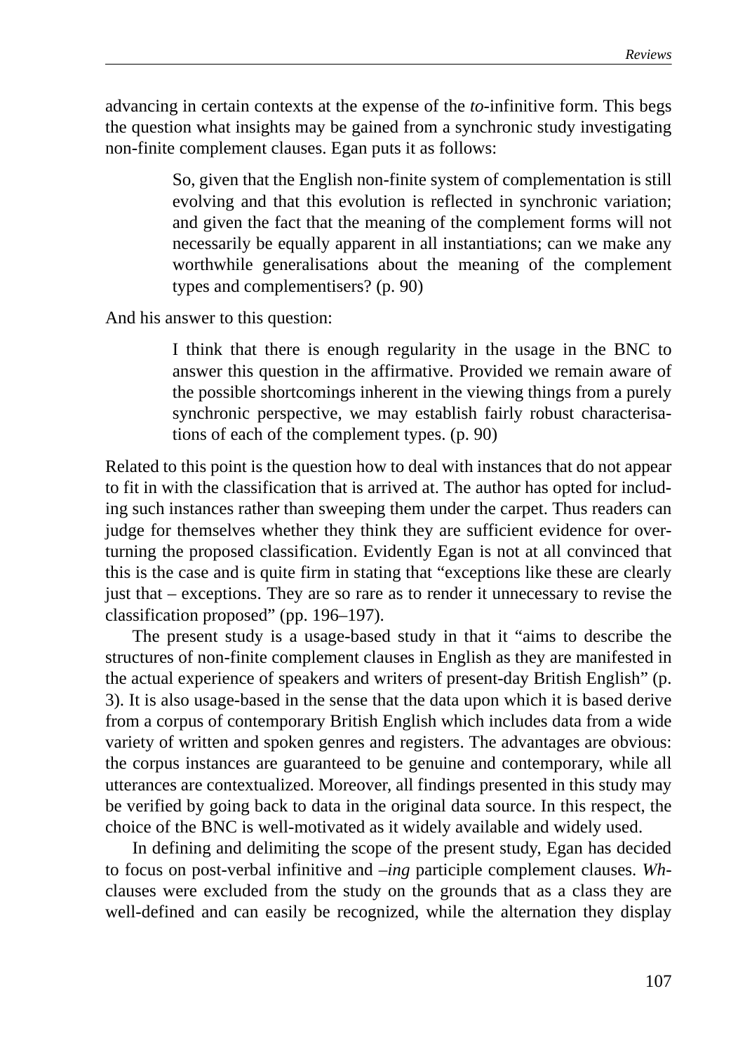advancing in certain contexts at the expense of the *to*-infinitive form. This begs the question what insights may be gained from a synchronic study investigating non-finite complement clauses. Egan puts it as follows:

> So, given that the English non-finite system of complementation is still evolving and that this evolution is reflected in synchronic variation; and given the fact that the meaning of the complement forms will not necessarily be equally apparent in all instantiations; can we make any worthwhile generalisations about the meaning of the complement types and complementisers? (p. 90)

And his answer to this question:

> I think that there is enough regularity in the usage in the BNC to answer this question in the affirmative. Provided we remain aware of the possible shortcomings inherent in the viewing things from a purely synchronic perspective, we may establish fairly robust characterisations of each of the complement types. (p. 90)

Related to this point is the question how to deal with instances that do not appear to fit in with the classification that is arrived at. The author has opted for including such instances rather than sweeping them under the carpet. Thus readers can judge for themselves whether they think they are sufficient evidence for overturning the proposed classification. Evidently Egan is not at all convinced that this is the case and is quite firm in stating that "exceptions like these are clearly just that – exceptions. They are so rare as to render it unnecessary to revise the classification proposed" (pp. 196–197).

The present study is a usage-based study in that it "aims to describe the structures of non-finite complement clauses in English as they are manifested in the actual experience of speakers and writers of present-day British English" (p. 3). It is also usage-based in the sense that the data upon which it is based derive from a corpus of contemporary British English which includes data from a wide variety of written and spoken genres and registers. The advantages are obvious: the corpus instances are guaranteed to be genuine and contemporary, while all utterances are contextualized. Moreover, all findings presented in this study may be verified by going back to data in the original data source. In this respect, the choice of the BNC is well-motivated as it widely available and widely used.

In defining and delimiting the scope of the present study, Egan has decided to focus on post-verbal infinitive and *–ing* participle complement clauses. *Wh*-clauses were excluded from the study on the grounds that as a class they are well-defined and can easily be recognized, while the alternation they display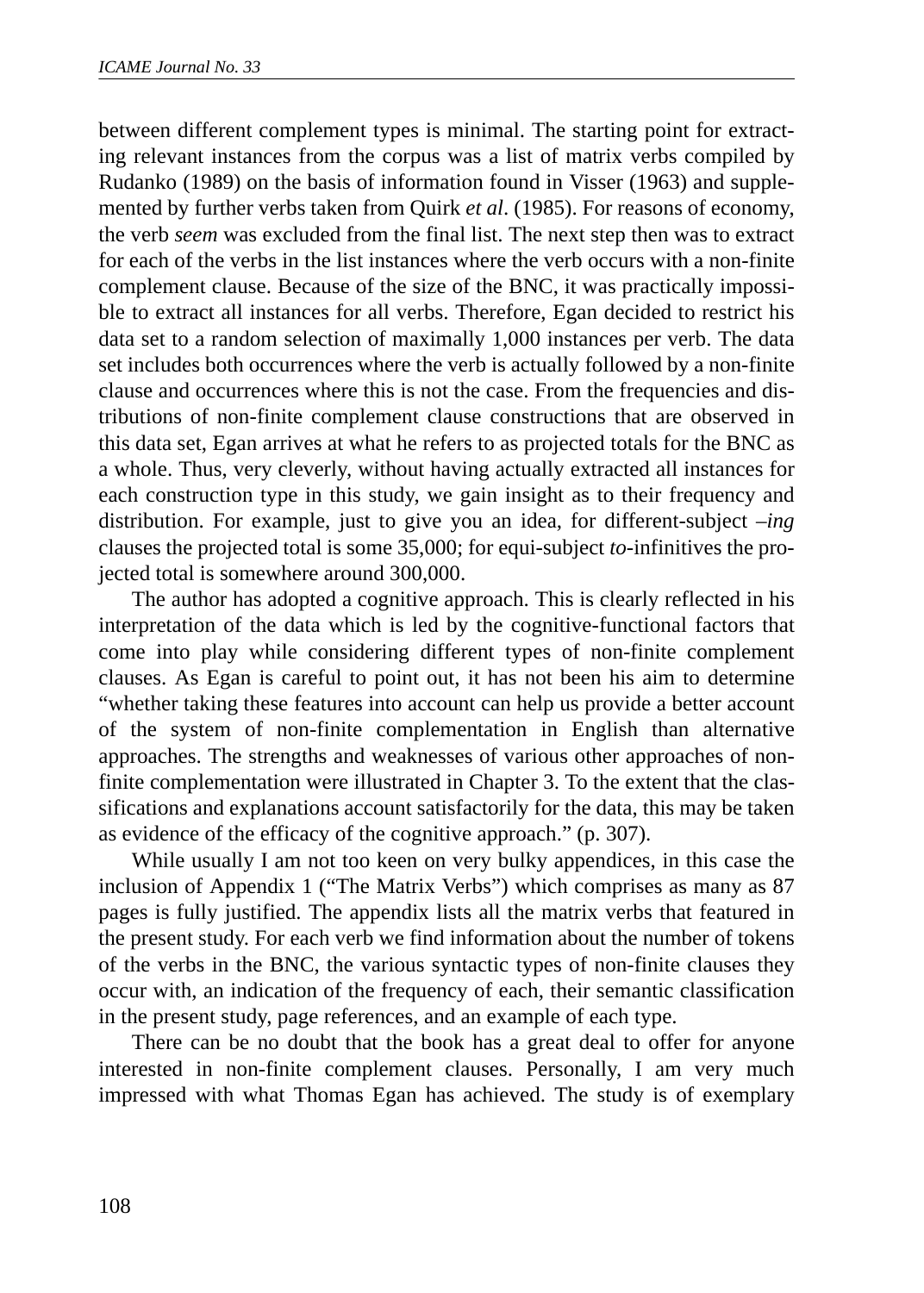between different complement types is minimal. The starting point for extracting relevant instances from the corpus was a list of matrix verbs compiled by Rudanko (1989) on the basis of information found in Visser (1963) and supplemented by further verbs taken from Quirk *et al*. (1985). For reasons of economy, the verb *seem* was excluded from the final list. The next step then was to extract for each of the verbs in the list instances where the verb occurs with a non-finite complement clause. Because of the size of the BNC, it was practically impossible to extract all instances for all verbs. Therefore, Egan decided to restrict his data set to a random selection of maximally 1,000 instances per verb. The data set includes both occurrences where the verb is actually followed by a non-finite clause and occurrences where this is not the case. From the frequencies and distributions of non-finite complement clause constructions that are observed in this data set, Egan arrives at what he refers to as projected totals for the BNC as a whole. Thus, very cleverly, without having actually extracted all instances for each construction type in this study, we gain insight as to their frequency and distribution. For example, just to give you an idea, for different-subject *–ing* clauses the projected total is some 35,000; for equi-subject *to*-infinitives the projected total is somewhere around 300,000.

The author has adopted a cognitive approach. This is clearly reflected in his interpretation of the data which is led by the cognitive-functional factors that come into play while considering different types of non-finite complement clauses. As Egan is careful to point out, it has not been his aim to determine "whether taking these features into account can help us provide a better account of the system of non-finite complementation in English than alternative approaches. The strengths and weaknesses of various other approaches of non-finite complementation were illustrated in Chapter 3. To the extent that the classifications and explanations account satisfactorily for the data, this may be taken as evidence of the efficacy of the cognitive approach." (p. 307).

While usually I am not too keen on very bulky appendices, in this case the inclusion of Appendix 1 ("The Matrix Verbs") which comprises as many as 87 pages is fully justified. The appendix lists all the matrix verbs that featured in the present study. For each verb we find information about the number of tokens of the verbs in the BNC, the various syntactic types of non-finite clauses they occur with, an indication of the frequency of each, their semantic classification in the present study, page references, and an example of each type.

There can be no doubt that the book has a great deal to offer for anyone interested in non-finite complement clauses. Personally, I am very much impressed with what Thomas Egan has achieved. The study is of exemplary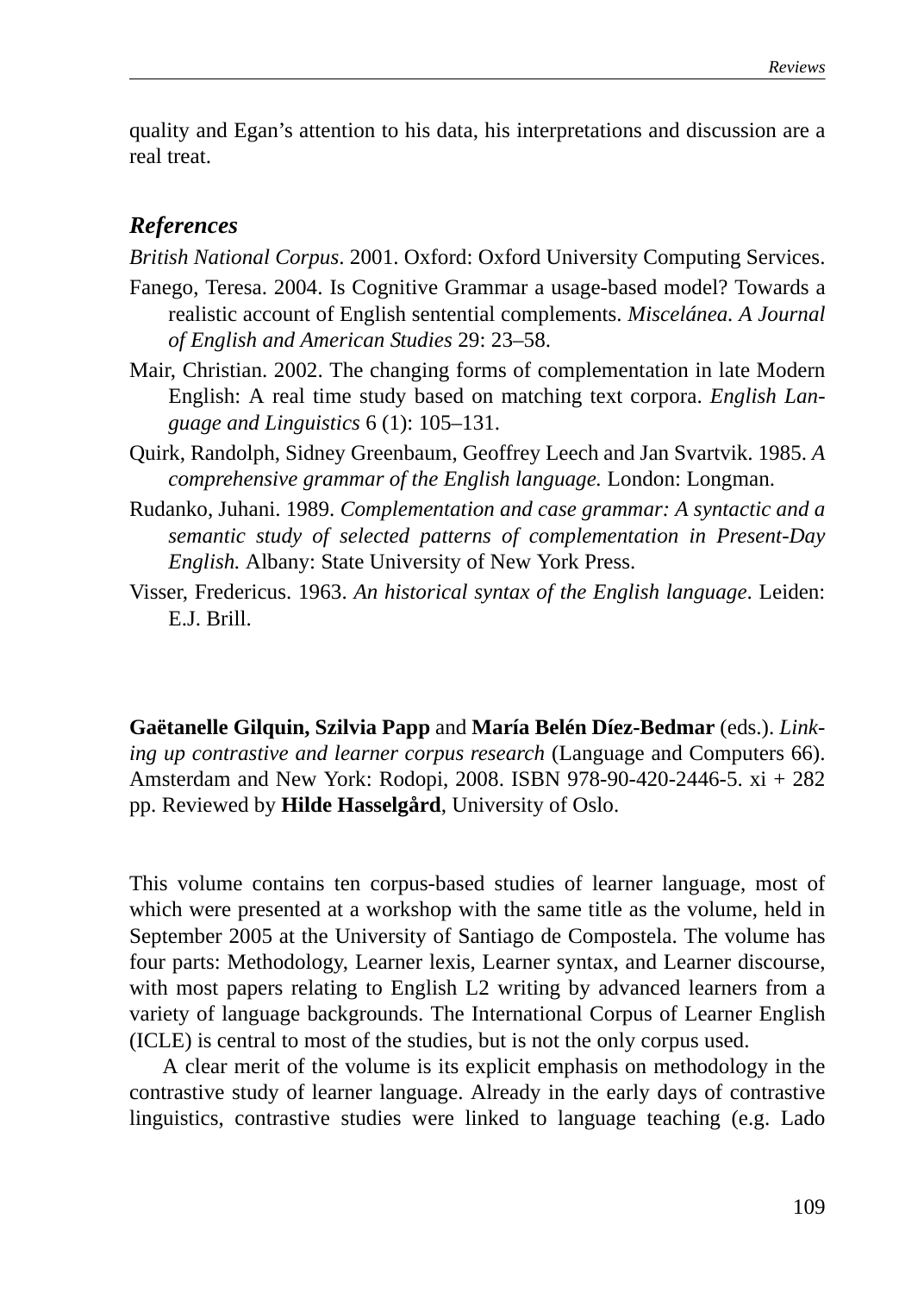quality and Egan's attention to his data, his interpretations and discussion are a real treat.

### *References*

*British National Corpus*. 2001. Oxford: Oxford University Computing Services.

Fanego, Teresa. 2004. Is Cognitive Grammar a usage-based model? Towards a realistic account of English sentential complements. *Miscelánea. A Journal of English and American Studies* 29: 23–58.

Mair, Christian. 2002. The changing forms of complementation in late Modern English: A real time study based on matching text corpora. *English Language and Linguistics* 6 (1): 105–131.

Quirk, Randolph, Sidney Greenbaum, Geoffrey Leech and Jan Svartvik. 1985. *A comprehensive grammar of the English language.* London: Longman.

Rudanko, Juhani. 1989. *Complementation and case grammar: A syntactic and a semantic study of selected patterns of complementation in Present-Day English.* Albany: State University of New York Press.

Visser, Fredericus. 1963. *An historical syntax of the English language*. Leiden: E.J. Brill.

**Gaëtanelle Gilquin, Szilvia Papp** and **María Belén Díez-Bedmar** (eds.). *Linking up contrastive and learner corpus research* (Language and Computers 66). Amsterdam and New York: Rodopi, 2008. ISBN 978-90-420-2446-5. xi + 282 pp. Reviewed by **Hilde Hasselgård**, University of Oslo.

This volume contains ten corpus-based studies of learner language, most of which were presented at a workshop with the same title as the volume, held in September 2005 at the University of Santiago de Compostela. The volume has four parts: Methodology, Learner lexis, Learner syntax, and Learner discourse, with most papers relating to English L2 writing by advanced learners from a variety of language backgrounds. The International Corpus of Learner English (ICLE) is central to most of the studies, but is not the only corpus used.

A clear merit of the volume is its explicit emphasis on methodology in the contrastive study of learner language. Already in the early days of contrastive linguistics, contrastive studies were linked to language teaching (e.g. Lado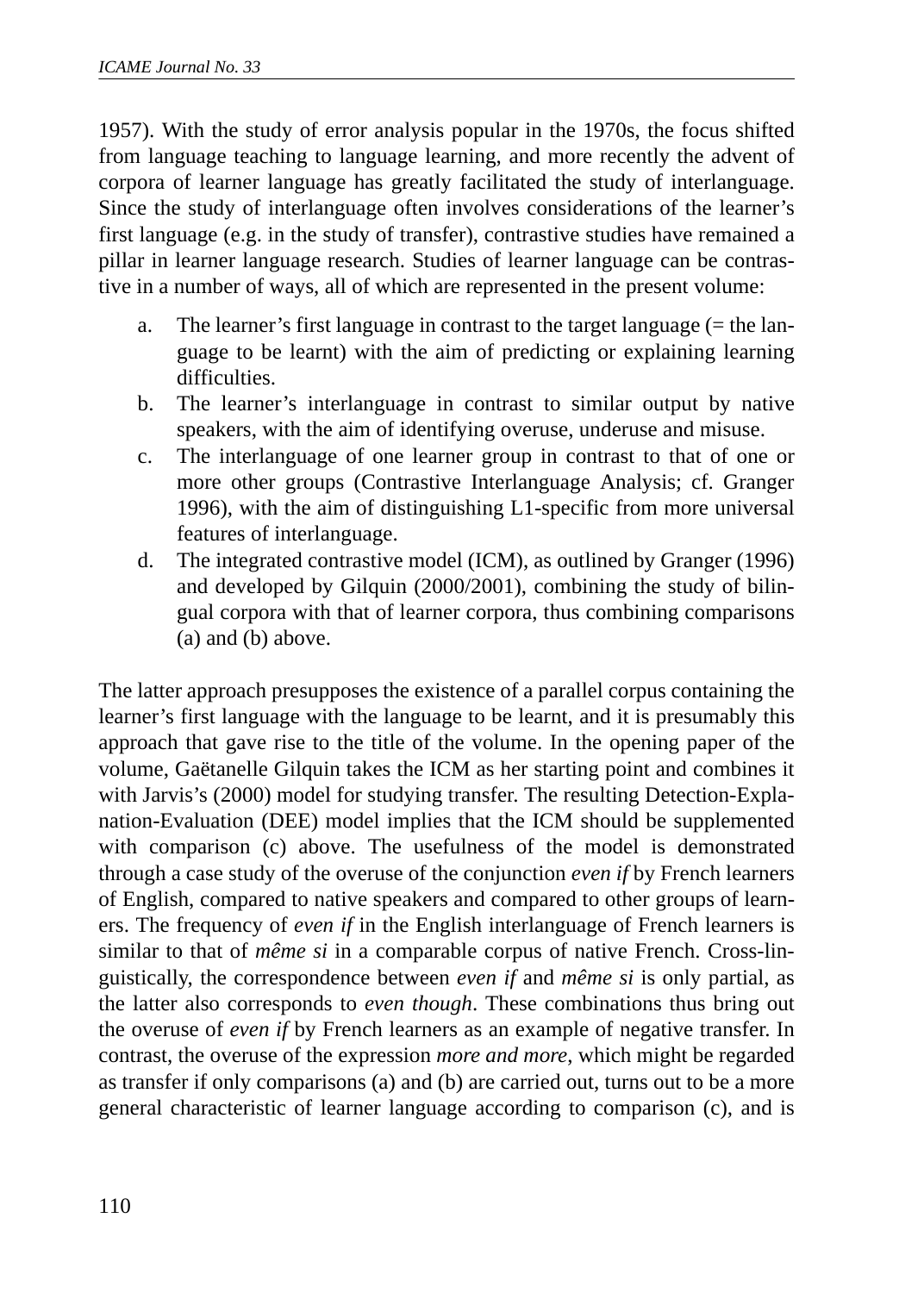1957). With the study of error analysis popular in the 1970s, the focus shifted from language teaching to language learning, and more recently the advent of corpora of learner language has greatly facilitated the study of interlanguage. Since the study of interlanguage often involves considerations of the learner's first language (e.g. in the study of transfer), contrastive studies have remained a pillar in learner language research. Studies of learner language can be contrastive in a number of ways, all of which are represented in the present volume:

a. The learner's first language in contrast to the target language (= the language to be learnt) with the aim of predicting or explaining learning difficulties.
b. The learner's interlanguage in contrast to similar output by native speakers, with the aim of identifying overuse, underuse and misuse.
c. The interlanguage of one learner group in contrast to that of one or more other groups (Contrastive Interlanguage Analysis; cf. Granger 1996), with the aim of distinguishing L1-specific from more universal features of interlanguage.
d. The integrated contrastive model (ICM), as outlined by Granger (1996) and developed by Gilquin (2000/2001), combining the study of bilingual corpora with that of learner corpora, thus combining comparisons (a) and (b) above.

The latter approach presupposes the existence of a parallel corpus containing the learner's first language with the language to be learnt, and it is presumably this approach that gave rise to the title of the volume. In the opening paper of the volume, Gaëtanelle Gilquin takes the ICM as her starting point and combines it with Jarvis's (2000) model for studying transfer. The resulting Detection-Explanation-Evaluation (DEE) model implies that the ICM should be supplemented with comparison (c) above. The usefulness of the model is demonstrated through a case study of the overuse of the conjunction *even if* by French learners of English, compared to native speakers and compared to other groups of learners. The frequency of *even if* in the English interlanguage of French learners is similar to that of *même si* in a comparable corpus of native French. Cross-linguistically, the correspondence between *even if* and *même si* is only partial, as the latter also corresponds to *even though*. These combinations thus bring out the overuse of *even if* by French learners as an example of negative transfer. In contrast, the overuse of the expression *more and more*, which might be regarded as transfer if only comparisons (a) and (b) are carried out, turns out to be a more general characteristic of learner language according to comparison (c), and is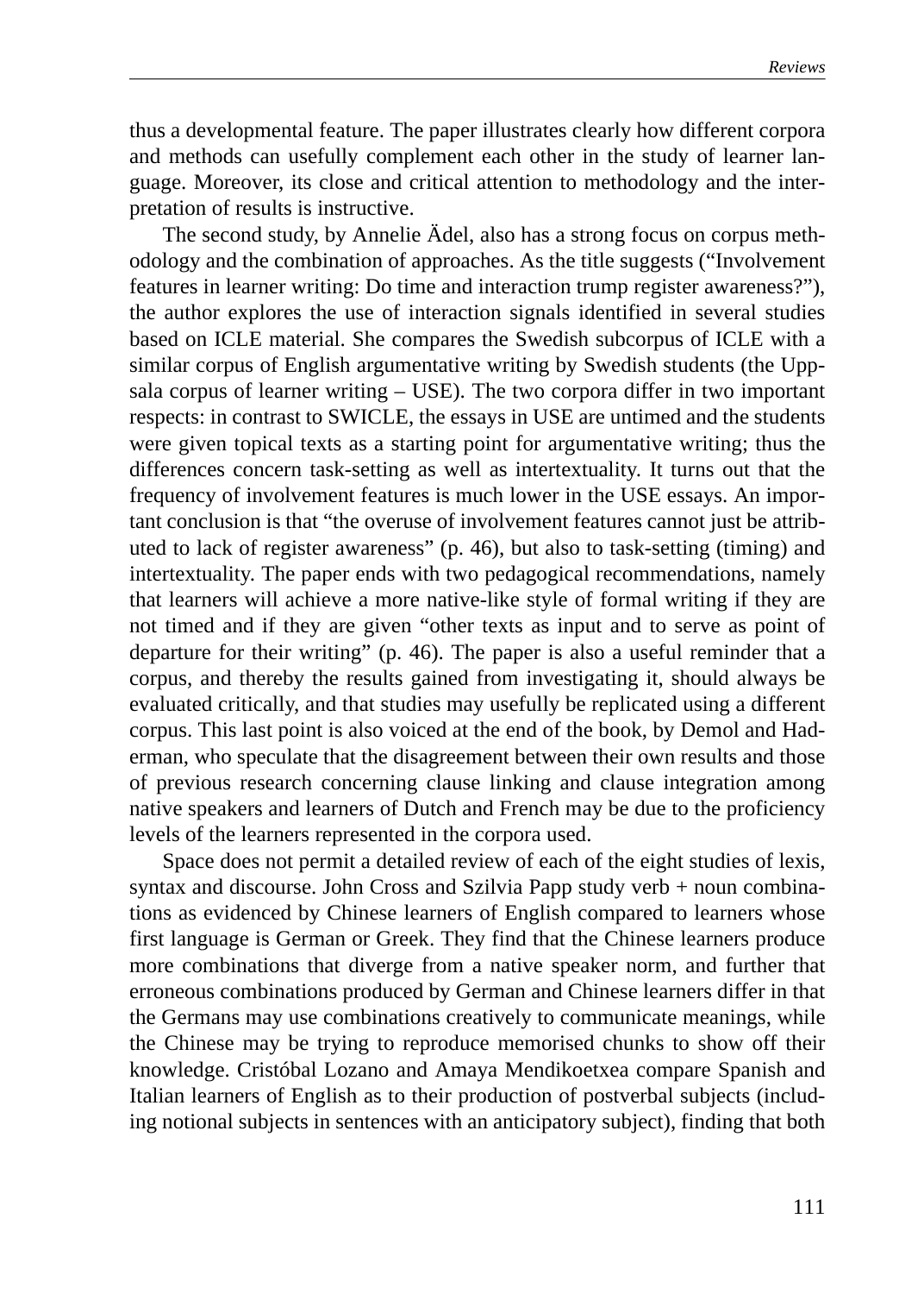thus a developmental feature. The paper illustrates clearly how different corpora and methods can usefully complement each other in the study of learner language. Moreover, its close and critical attention to methodology and the interpretation of results is instructive.

The second study, by Annelie Ädel, also has a strong focus on corpus methodology and the combination of approaches. As the title suggests ("Involvement features in learner writing: Do time and interaction trump register awareness?"), the author explores the use of interaction signals identified in several studies based on ICLE material. She compares the Swedish subcorpus of ICLE with a similar corpus of English argumentative writing by Swedish students (the Uppsala corpus of learner writing – USE). The two corpora differ in two important respects: in contrast to SWICLE, the essays in USE are untimed and the students were given topical texts as a starting point for argumentative writing; thus the differences concern task-setting as well as intertextuality. It turns out that the frequency of involvement features is much lower in the USE essays. An important conclusion is that "the overuse of involvement features cannot just be attributed to lack of register awareness" (p. 46), but also to task-setting (timing) and intertextuality. The paper ends with two pedagogical recommendations, namely that learners will achieve a more native-like style of formal writing if they are not timed and if they are given "other texts as input and to serve as point of departure for their writing" (p. 46). The paper is also a useful reminder that a corpus, and thereby the results gained from investigating it, should always be evaluated critically, and that studies may usefully be replicated using a different corpus. This last point is also voiced at the end of the book, by Demol and Haderman, who speculate that the disagreement between their own results and those of previous research concerning clause linking and clause integration among native speakers and learners of Dutch and French may be due to the proficiency levels of the learners represented in the corpora used.

Space does not permit a detailed review of each of the eight studies of lexis, syntax and discourse. John Cross and Szilvia Papp study verb + noun combinations as evidenced by Chinese learners of English compared to learners whose first language is German or Greek. They find that the Chinese learners produce more combinations that diverge from a native speaker norm, and further that erroneous combinations produced by German and Chinese learners differ in that the Germans may use combinations creatively to communicate meanings, while the Chinese may be trying to reproduce memorised chunks to show off their knowledge. Cristóbal Lozano and Amaya Mendikoetxea compare Spanish and Italian learners of English as to their production of postverbal subjects (including notional subjects in sentences with an anticipatory subject), finding that both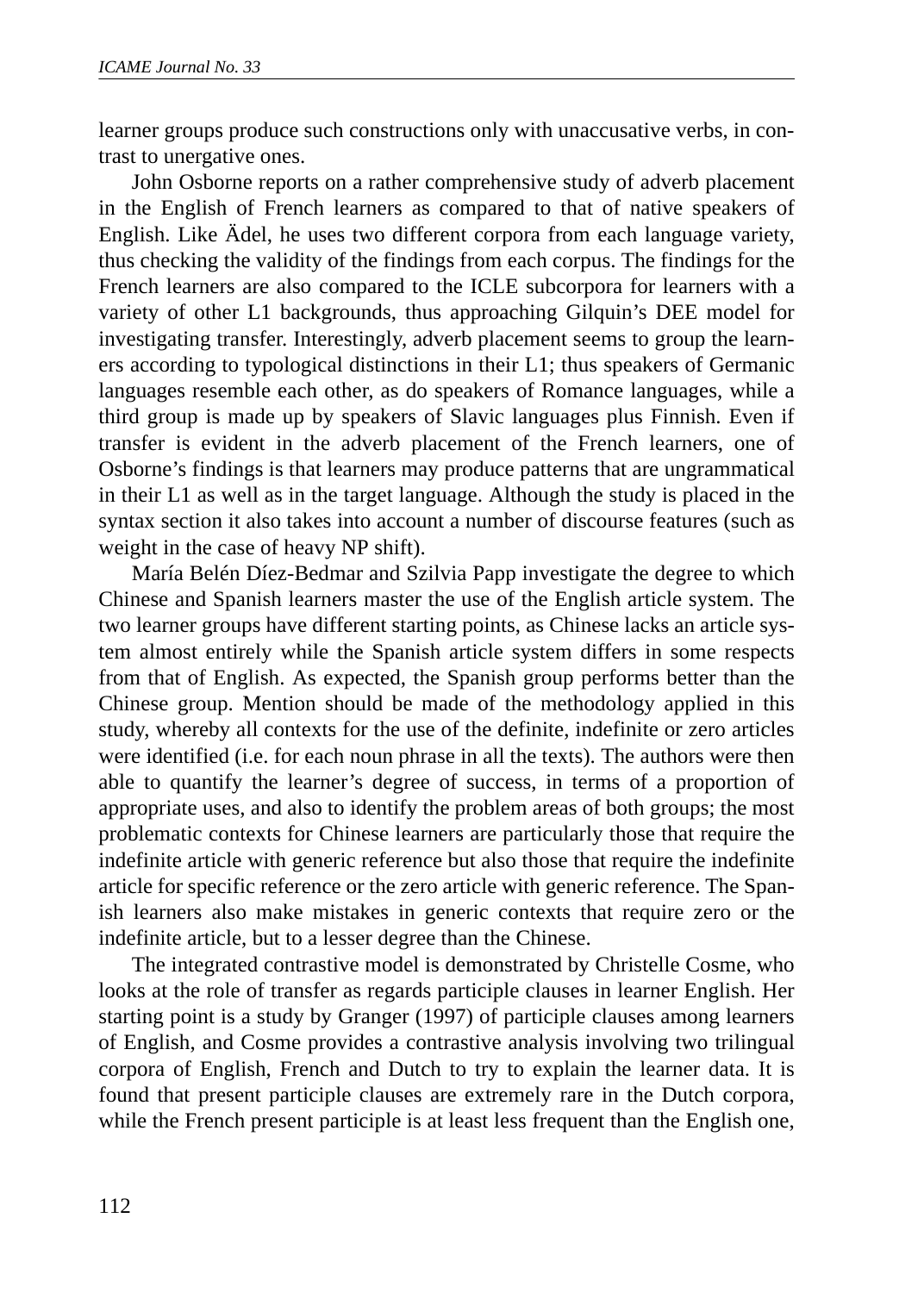learner groups produce such constructions only with unaccusative verbs, in contrast to unergative ones.

John Osborne reports on a rather comprehensive study of adverb placement in the English of French learners as compared to that of native speakers of English. Like Ädel, he uses two different corpora from each language variety, thus checking the validity of the findings from each corpus. The findings for the French learners are also compared to the ICLE subcorpora for learners with a variety of other L1 backgrounds, thus approaching Gilquin's DEE model for investigating transfer. Interestingly, adverb placement seems to group the learners according to typological distinctions in their L1; thus speakers of Germanic languages resemble each other, as do speakers of Romance languages, while a third group is made up by speakers of Slavic languages plus Finnish. Even if transfer is evident in the adverb placement of the French learners, one of Osborne's findings is that learners may produce patterns that are ungrammatical in their L1 as well as in the target language. Although the study is placed in the syntax section it also takes into account a number of discourse features (such as weight in the case of heavy NP shift).

María Belén Díez-Bedmar and Szilvia Papp investigate the degree to which Chinese and Spanish learners master the use of the English article system. The two learner groups have different starting points, as Chinese lacks an article system almost entirely while the Spanish article system differs in some respects from that of English. As expected, the Spanish group performs better than the Chinese group. Mention should be made of the methodology applied in this study, whereby all contexts for the use of the definite, indefinite or zero articles were identified (i.e. for each noun phrase in all the texts). The authors were then able to quantify the learner's degree of success, in terms of a proportion of appropriate uses, and also to identify the problem areas of both groups; the most problematic contexts for Chinese learners are particularly those that require the indefinite article with generic reference but also those that require the indefinite article for specific reference or the zero article with generic reference. The Spanish learners also make mistakes in generic contexts that require zero or the indefinite article, but to a lesser degree than the Chinese.

The integrated contrastive model is demonstrated by Christelle Cosme, who looks at the role of transfer as regards participle clauses in learner English. Her starting point is a study by Granger (1997) of participle clauses among learners of English, and Cosme provides a contrastive analysis involving two trilingual corpora of English, French and Dutch to try to explain the learner data. It is found that present participle clauses are extremely rare in the Dutch corpora, while the French present participle is at least less frequent than the English one,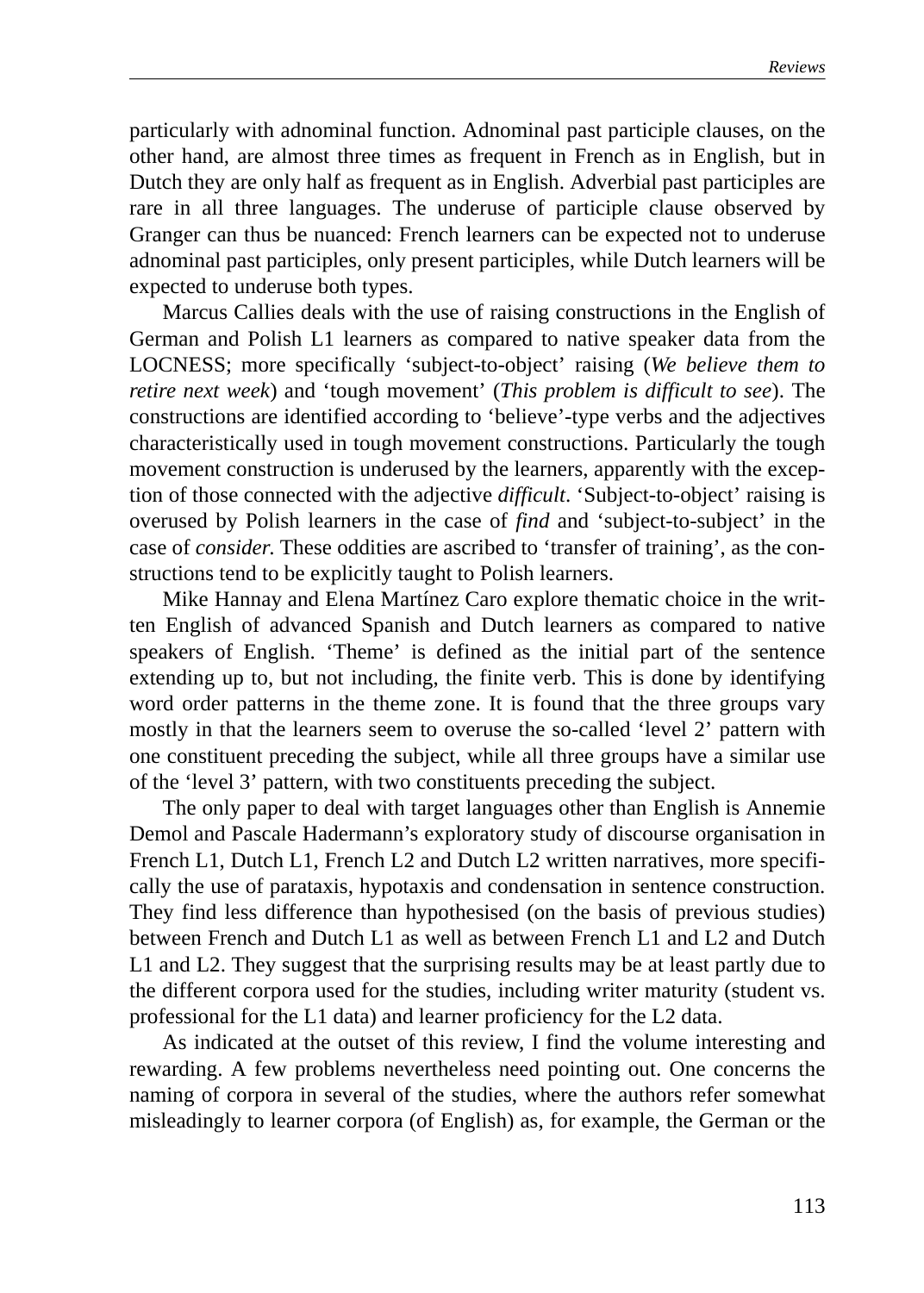particularly with adnominal function. Adnominal past participle clauses, on the other hand, are almost three times as frequent in French as in English, but in Dutch they are only half as frequent as in English. Adverbial past participles are rare in all three languages. The underuse of participle clause observed by Granger can thus be nuanced: French learners can be expected not to underuse adnominal past participles, only present participles, while Dutch learners will be expected to underuse both types.

Marcus Callies deals with the use of raising constructions in the English of German and Polish L1 learners as compared to native speaker data from the LOCNESS; more specifically 'subject-to-object' raising (*We believe them to retire next week*) and 'tough movement' (*This problem is difficult to see*). The constructions are identified according to 'believe'-type verbs and the adjectives characteristically used in tough movement constructions. Particularly the tough movement construction is underused by the learners, apparently with the exception of those connected with the adjective *difficult*. 'Subject-to-object' raising is overused by Polish learners in the case of *find* and 'subject-to-subject' in the case of *consider.* These oddities are ascribed to 'transfer of training', as the constructions tend to be explicitly taught to Polish learners.

Mike Hannay and Elena Martínez Caro explore thematic choice in the written English of advanced Spanish and Dutch learners as compared to native speakers of English. 'Theme' is defined as the initial part of the sentence extending up to, but not including, the finite verb. This is done by identifying word order patterns in the theme zone. It is found that the three groups vary mostly in that the learners seem to overuse the so-called 'level 2' pattern with one constituent preceding the subject, while all three groups have a similar use of the 'level 3' pattern, with two constituents preceding the subject.

The only paper to deal with target languages other than English is Annemie Demol and Pascale Hadermann's exploratory study of discourse organisation in French L1, Dutch L1, French L2 and Dutch L2 written narratives, more specifically the use of parataxis, hypotaxis and condensation in sentence construction. They find less difference than hypothesised (on the basis of previous studies) between French and Dutch L1 as well as between French L1 and L2 and Dutch L1 and L2. They suggest that the surprising results may be at least partly due to the different corpora used for the studies, including writer maturity (student vs. professional for the L1 data) and learner proficiency for the L2 data.

As indicated at the outset of this review, I find the volume interesting and rewarding. A few problems nevertheless need pointing out. One concerns the naming of corpora in several of the studies, where the authors refer somewhat misleadingly to learner corpora (of English) as, for example, the German or the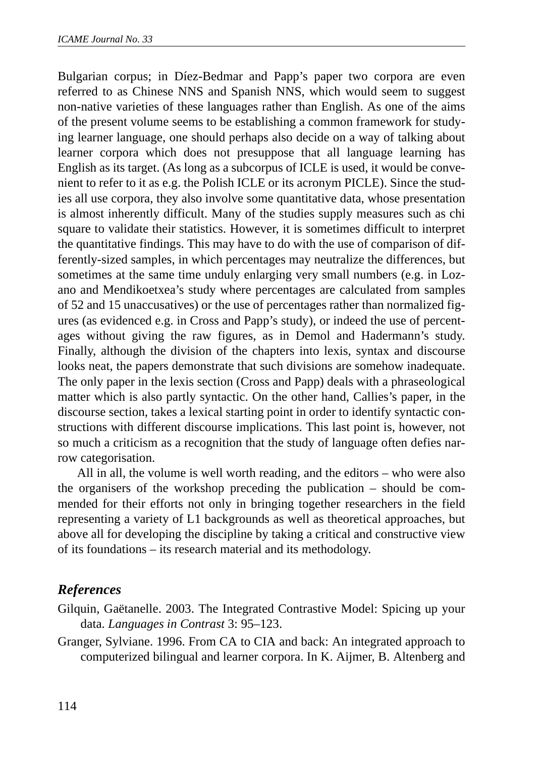Bulgarian corpus; in Díez-Bedmar and Papp's paper two corpora are even referred to as Chinese NNS and Spanish NNS, which would seem to suggest non-native varieties of these languages rather than English. As one of the aims of the present volume seems to be establishing a common framework for studying learner language, one should perhaps also decide on a way of talking about learner corpora which does not presuppose that all language learning has English as its target. (As long as a subcorpus of ICLE is used, it would be convenient to refer to it as e.g. the Polish ICLE or its acronym PICLE). Since the studies all use corpora, they also involve some quantitative data, whose presentation is almost inherently difficult. Many of the studies supply measures such as chi square to validate their statistics. However, it is sometimes difficult to interpret the quantitative findings. This may have to do with the use of comparison of differently-sized samples, in which percentages may neutralize the differences, but sometimes at the same time unduly enlarging very small numbers (e.g. in Lozano and Mendikoetxea's study where percentages are calculated from samples of 52 and 15 unaccusatives) or the use of percentages rather than normalized figures (as evidenced e.g. in Cross and Papp's study), or indeed the use of percentages without giving the raw figures, as in Demol and Hadermann's study. Finally, although the division of the chapters into lexis, syntax and discourse looks neat, the papers demonstrate that such divisions are somehow inadequate. The only paper in the lexis section (Cross and Papp) deals with a phraseological matter which is also partly syntactic. On the other hand, Callies's paper, in the discourse section, takes a lexical starting point in order to identify syntactic constructions with different discourse implications. This last point is, however, not so much a criticism as a recognition that the study of language often defies narrow categorisation.

All in all, the volume is well worth reading, and the editors – who were also the organisers of the workshop preceding the publication – should be commended for their efforts not only in bringing together researchers in the field representing a variety of L1 backgrounds as well as theoretical approaches, but above all for developing the discipline by taking a critical and constructive view of its foundations – its research material and its methodology.

## *References*

Gilquin, Gaëtanelle. 2003. The Integrated Contrastive Model: Spicing up your data. *Languages in Contrast* 3: 95–123.

Granger, Sylviane. 1996. From CA to CIA and back: An integrated approach to computerized bilingual and learner corpora. In K. Aijmer, B. Altenberg and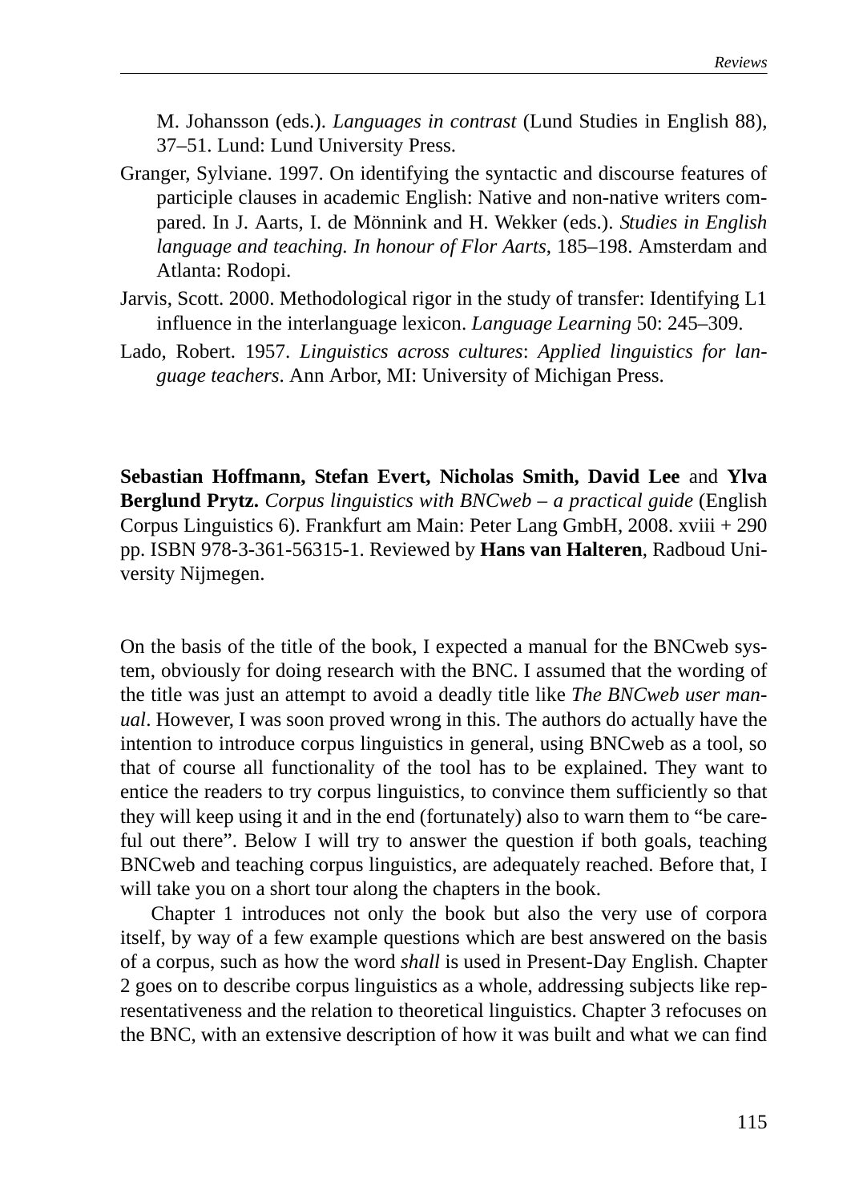M. Johansson (eds.). *Languages in contrast* (Lund Studies in English 88), 37–51. Lund: Lund University Press.

Granger, Sylviane. 1997. On identifying the syntactic and discourse features of participle clauses in academic English: Native and non-native writers compared. In J. Aarts, I. de Mönnink and H. Wekker (eds.). *Studies in English language and teaching. In honour of Flor Aarts*, 185–198. Amsterdam and Atlanta: Rodopi.

Jarvis, Scott. 2000. Methodological rigor in the study of transfer: Identifying L1 influence in the interlanguage lexicon. *Language Learning* 50: 245–309.

Lado, Robert. 1957. *Linguistics across cultures*: *Applied linguistics for language teachers*. Ann Arbor, MI: University of Michigan Press.

**Sebastian Hoffmann, Stefan Evert, Nicholas Smith, David Lee** and **Ylva Berglund Prytz.** *Corpus linguistics with BNCweb – a practical guide* (English Corpus Linguistics 6). Frankfurt am Main: Peter Lang GmbH, 2008. xviii + 290 pp. ISBN 978-3-361-56315-1. Reviewed by **Hans van Halteren**, Radboud University Nijmegen.

On the basis of the title of the book, I expected a manual for the BNCweb system, obviously for doing research with the BNC. I assumed that the wording of the title was just an attempt to avoid a deadly title like *The BNCweb user manual*. However, I was soon proved wrong in this. The authors do actually have the intention to introduce corpus linguistics in general, using BNCweb as a tool, so that of course all functionality of the tool has to be explained. They want to entice the readers to try corpus linguistics, to convince them sufficiently so that they will keep using it and in the end (fortunately) also to warn them to "be careful out there". Below I will try to answer the question if both goals, teaching BNCweb and teaching corpus linguistics, are adequately reached. Before that, I will take you on a short tour along the chapters in the book.

Chapter 1 introduces not only the book but also the very use of corpora itself, by way of a few example questions which are best answered on the basis of a corpus, such as how the word *shall* is used in Present-Day English. Chapter 2 goes on to describe corpus linguistics as a whole, addressing subjects like representativeness and the relation to theoretical linguistics. Chapter 3 refocuses on the BNC, with an extensive description of how it was built and what we can find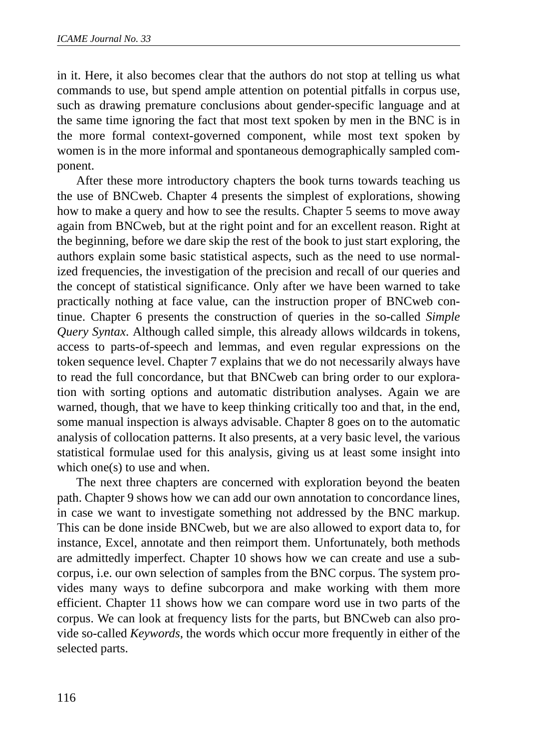in it. Here, it also becomes clear that the authors do not stop at telling us what commands to use, but spend ample attention on potential pitfalls in corpus use, such as drawing premature conclusions about gender-specific language and at the same time ignoring the fact that most text spoken by men in the BNC is in the more formal context-governed component, while most text spoken by women is in the more informal and spontaneous demographically sampled component.

After these more introductory chapters the book turns towards teaching us the use of BNCweb. Chapter 4 presents the simplest of explorations, showing how to make a query and how to see the results. Chapter 5 seems to move away again from BNCweb, but at the right point and for an excellent reason. Right at the beginning, before we dare skip the rest of the book to just start exploring, the authors explain some basic statistical aspects, such as the need to use normalized frequencies, the investigation of the precision and recall of our queries and the concept of statistical significance. Only after we have been warned to take practically nothing at face value, can the instruction proper of BNCweb continue. Chapter 6 presents the construction of queries in the so-called *Simple Query Syntax*. Although called simple, this already allows wildcards in tokens, access to parts-of-speech and lemmas, and even regular expressions on the token sequence level. Chapter 7 explains that we do not necessarily always have to read the full concordance, but that BNCweb can bring order to our exploration with sorting options and automatic distribution analyses. Again we are warned, though, that we have to keep thinking critically too and that, in the end, some manual inspection is always advisable. Chapter 8 goes on to the automatic analysis of collocation patterns. It also presents, at a very basic level, the various statistical formulae used for this analysis, giving us at least some insight into which one(s) to use and when.

The next three chapters are concerned with exploration beyond the beaten path. Chapter 9 shows how we can add our own annotation to concordance lines, in case we want to investigate something not addressed by the BNC markup. This can be done inside BNCweb, but we are also allowed to export data to, for instance, Excel, annotate and then reimport them. Unfortunately, both methods are admittedly imperfect. Chapter 10 shows how we can create and use a subcorpus, i.e. our own selection of samples from the BNC corpus. The system provides many ways to define subcorpora and make working with them more efficient. Chapter 11 shows how we can compare word use in two parts of the corpus. We can look at frequency lists for the parts, but BNCweb can also provide so-called *Keywords*, the words which occur more frequently in either of the selected parts.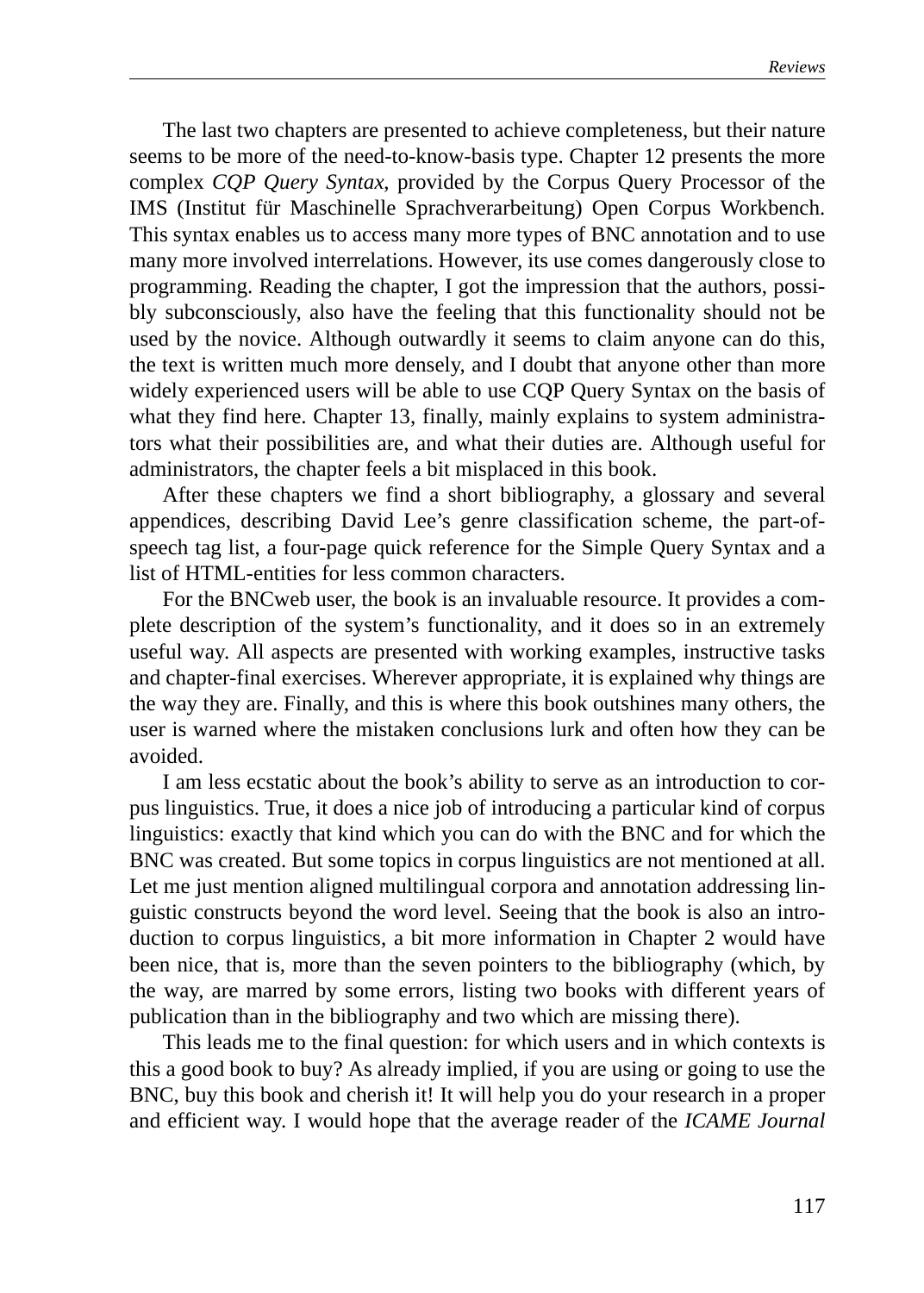The last two chapters are presented to achieve completeness, but their nature seems to be more of the need-to-know-basis type. Chapter 12 presents the more complex *CQP Query Syntax*, provided by the Corpus Query Processor of the IMS (Institut für Maschinelle Sprachverarbeitung) Open Corpus Workbench. This syntax enables us to access many more types of BNC annotation and to use many more involved interrelations. However, its use comes dangerously close to programming. Reading the chapter, I got the impression that the authors, possibly subconsciously, also have the feeling that this functionality should not be used by the novice. Although outwardly it seems to claim anyone can do this, the text is written much more densely, and I doubt that anyone other than more widely experienced users will be able to use CQP Query Syntax on the basis of what they find here. Chapter 13, finally, mainly explains to system administrators what their possibilities are, and what their duties are. Although useful for administrators, the chapter feels a bit misplaced in this book.

After these chapters we find a short bibliography, a glossary and several appendices, describing David Lee's genre classification scheme, the part-of-speech tag list, a four-page quick reference for the Simple Query Syntax and a list of HTML-entities for less common characters.

For the BNCweb user, the book is an invaluable resource. It provides a complete description of the system's functionality, and it does so in an extremely useful way. All aspects are presented with working examples, instructive tasks and chapter-final exercises. Wherever appropriate, it is explained why things are the way they are. Finally, and this is where this book outshines many others, the user is warned where the mistaken conclusions lurk and often how they can be avoided.

I am less ecstatic about the book's ability to serve as an introduction to corpus linguistics. True, it does a nice job of introducing a particular kind of corpus linguistics: exactly that kind which you can do with the BNC and for which the BNC was created. But some topics in corpus linguistics are not mentioned at all. Let me just mention aligned multilingual corpora and annotation addressing linguistic constructs beyond the word level. Seeing that the book is also an introduction to corpus linguistics, a bit more information in Chapter 2 would have been nice, that is, more than the seven pointers to the bibliography (which, by the way, are marred by some errors, listing two books with different years of publication than in the bibliography and two which are missing there).

This leads me to the final question: for which users and in which contexts is this a good book to buy? As already implied, if you are using or going to use the BNC, buy this book and cherish it! It will help you do your research in a proper and efficient way. I would hope that the average reader of the *ICAME Journal*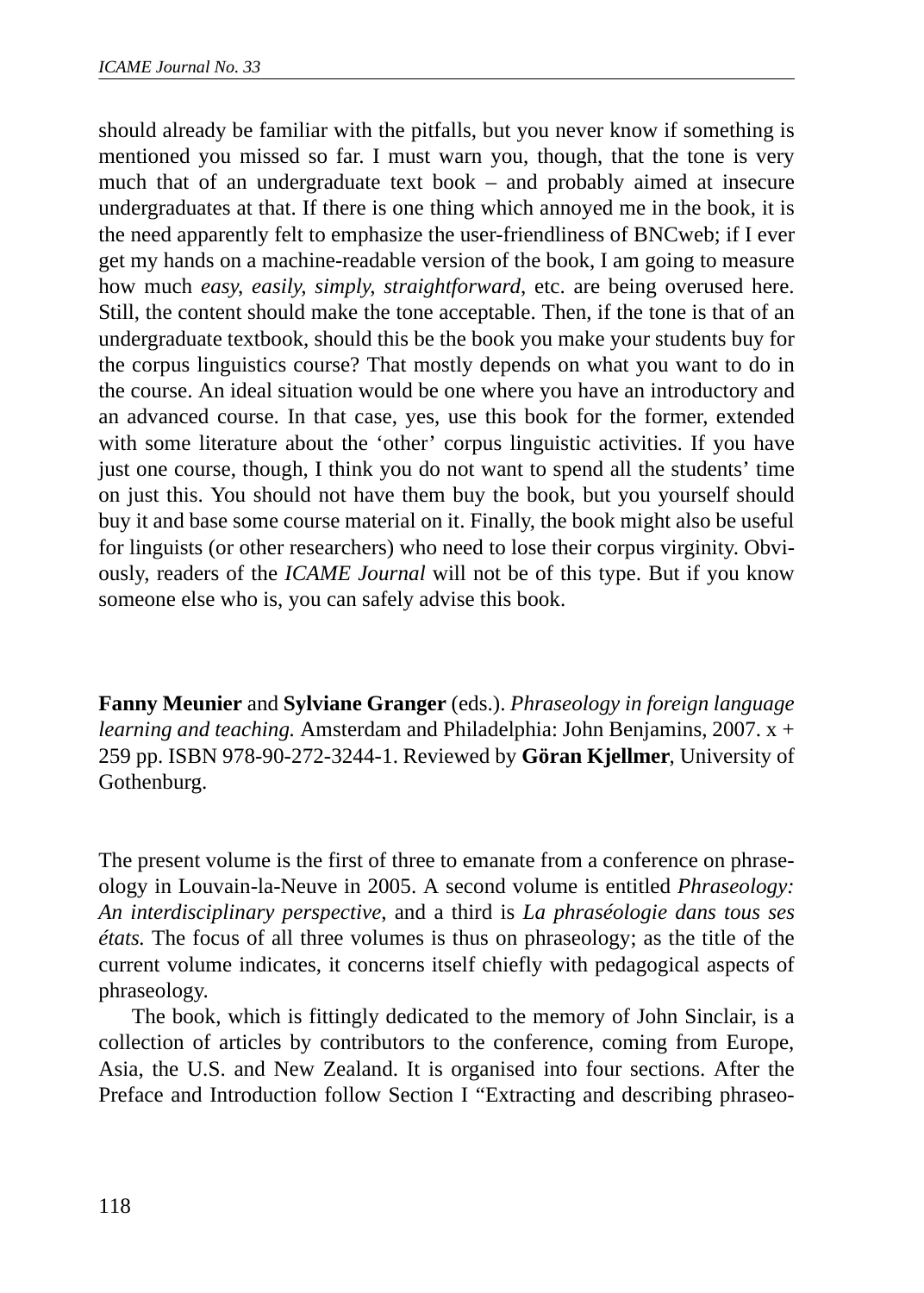should already be familiar with the pitfalls, but you never know if something is mentioned you missed so far. I must warn you, though, that the tone is very much that of an undergraduate text book – and probably aimed at insecure undergraduates at that. If there is one thing which annoyed me in the book, it is the need apparently felt to emphasize the user-friendliness of BNCweb; if I ever get my hands on a machine-readable version of the book, I am going to measure how much *easy*, *easily*, *simply*, *straightforward*, etc. are being overused here. Still, the content should make the tone acceptable. Then, if the tone is that of an undergraduate textbook, should this be the book you make your students buy for the corpus linguistics course? That mostly depends on what you want to do in the course. An ideal situation would be one where you have an introductory and an advanced course. In that case, yes, use this book for the former, extended with some literature about the 'other' corpus linguistic activities. If you have just one course, though, I think you do not want to spend all the students' time on just this. You should not have them buy the book, but you yourself should buy it and base some course material on it. Finally, the book might also be useful for linguists (or other researchers) who need to lose their corpus virginity. Obviously, readers of the *ICAME Journal* will not be of this type. But if you know someone else who is, you can safely advise this book.

**Fanny Meunier** and **Sylviane Granger** (eds.). *Phraseology in foreign language learning and teaching.* Amsterdam and Philadelphia: John Benjamins, 2007. x + 259 pp. ISBN 978-90-272-3244-1. Reviewed by **Göran Kjellmer**, University of Gothenburg.

The present volume is the first of three to emanate from a conference on phraseology in Louvain-la-Neuve in 2005. A second volume is entitled *Phraseology: An interdisciplinary perspective*, and a third is *La phraséologie dans tous ses états.* The focus of all three volumes is thus on phraseology; as the title of the current volume indicates, it concerns itself chiefly with pedagogical aspects of phraseology.

The book, which is fittingly dedicated to the memory of John Sinclair, is a collection of articles by contributors to the conference, coming from Europe, Asia, the U.S. and New Zealand. It is organised into four sections. After the Preface and Introduction follow Section I "Extracting and describing phraseo-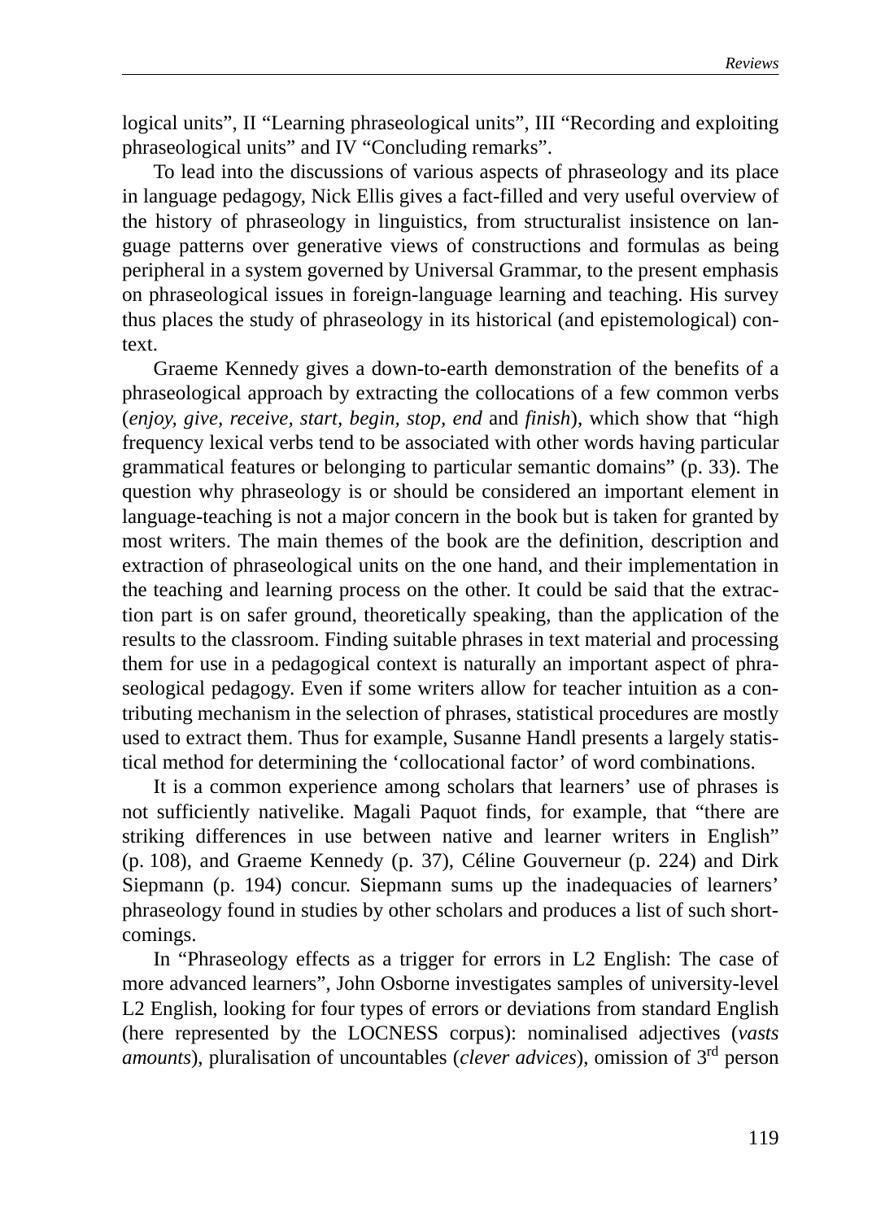logical units", II "Learning phraseological units", III "Recording and exploiting phraseological units" and IV "Concluding remarks".

To lead into the discussions of various aspects of phraseology and its place in language pedagogy, Nick Ellis gives a fact-filled and very useful overview of the history of phraseology in linguistics, from structuralist insistence on language patterns over generative views of constructions and formulas as being peripheral in a system governed by Universal Grammar, to the present emphasis on phraseological issues in foreign-language learning and teaching. His survey thus places the study of phraseology in its historical (and epistemological) context.

Graeme Kennedy gives a down-to-earth demonstration of the benefits of a phraseological approach by extracting the collocations of a few common verbs (*enjoy, give, receive, start, begin, stop, end* and *finish*), which show that "high frequency lexical verbs tend to be associated with other words having particular grammatical features or belonging to particular semantic domains" (p. 33). The question why phraseology is or should be considered an important element in language-teaching is not a major concern in the book but is taken for granted by most writers. The main themes of the book are the definition, description and extraction of phraseological units on the one hand, and their implementation in the teaching and learning process on the other. It could be said that the extraction part is on safer ground, theoretically speaking, than the application of the results to the classroom. Finding suitable phrases in text material and processing them for use in a pedagogical context is naturally an important aspect of phraseological pedagogy. Even if some writers allow for teacher intuition as a contributing mechanism in the selection of phrases, statistical procedures are mostly used to extract them. Thus for example, Susanne Handl presents a largely statistical method for determining the 'collocational factor' of word combinations.

It is a common experience among scholars that learners' use of phrases is not sufficiently nativelike. Magali Paquot finds, for example, that "there are striking differences in use between native and learner writers in English" (p. 108), and Graeme Kennedy (p. 37), Céline Gouverneur (p. 224) and Dirk Siepmann (p. 194) concur. Siepmann sums up the inadequacies of learners' phraseology found in studies by other scholars and produces a list of such shortcomings.

In "Phraseology effects as a trigger for errors in L2 English: The case of more advanced learners", John Osborne investigates samples of university-level L2 English, looking for four types of errors or deviations from standard English (here represented by the LOCNESS corpus): nominalised adjectives (*vasts amounts*), pluralisation of uncountables (*clever advices*), omission of 3rd person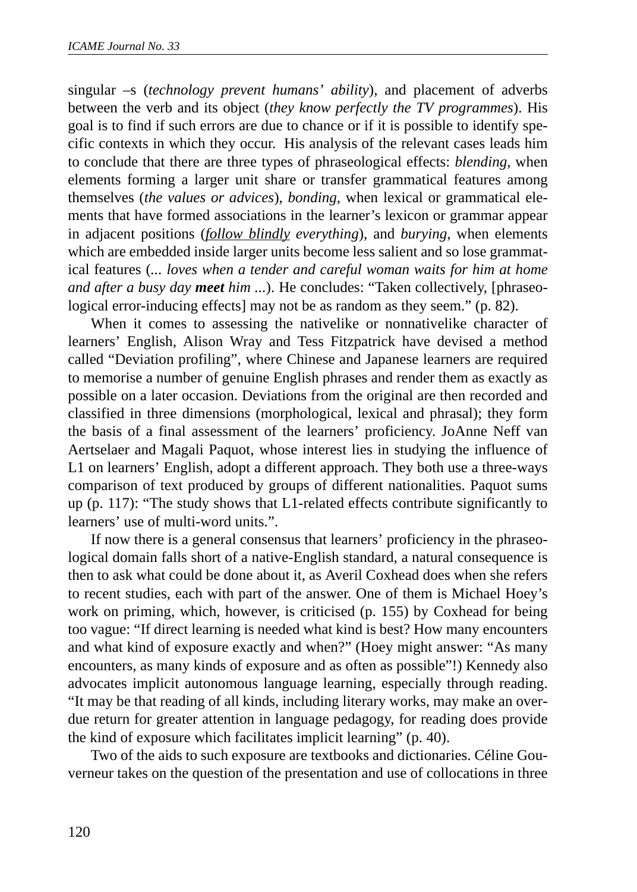singular –s (*technology prevent humans' ability*), and placement of adverbs between the verb and its object (*they know perfectly the TV programmes*). His goal is to find if such errors are due to chance or if it is possible to identify specific contexts in which they occur. His analysis of the relevant cases leads him to conclude that there are three types of phraseological effects: *blending*, when elements forming a larger unit share or transfer grammatical features among themselves (*the values or advices*), *bonding*, when lexical or grammatical elements that have formed associations in the learner's lexicon or grammar appear in adjacent positions (<u>*follow blindly*</u> *everything*), and *burying*, when elements which are embedded inside larger units become less salient and so lose grammatical features (*... loves when a tender and careful woman waits for him at home and after a busy day* ***meet*** *him ...*). He concludes: "Taken collectively, [phraseological error-inducing effects] may not be as random as they seem." (p. 82).

When it comes to assessing the nativelike or nonnativelike character of learners' English, Alison Wray and Tess Fitzpatrick have devised a method called "Deviation profiling", where Chinese and Japanese learners are required to memorise a number of genuine English phrases and render them as exactly as possible on a later occasion. Deviations from the original are then recorded and classified in three dimensions (morphological, lexical and phrasal); they form the basis of a final assessment of the learners' proficiency. JoAnne Neff van Aertselaer and Magali Paquot, whose interest lies in studying the influence of L1 on learners' English, adopt a different approach. They both use a three-ways comparison of text produced by groups of different nationalities. Paquot sums up (p. 117): "The study shows that L1-related effects contribute significantly to learners' use of multi-word units.".

If now there is a general consensus that learners' proficiency in the phraseological domain falls short of a native-English standard, a natural consequence is then to ask what could be done about it, as Averil Coxhead does when she refers to recent studies, each with part of the answer. One of them is Michael Hoey's work on priming, which, however, is criticised (p. 155) by Coxhead for being too vague: "If direct learning is needed what kind is best? How many encounters and what kind of exposure exactly and when?" (Hoey might answer: "As many encounters, as many kinds of exposure and as often as possible"!) Kennedy also advocates implicit autonomous language learning, especially through reading. "It may be that reading of all kinds, including literary works, may make an overdue return for greater attention in language pedagogy, for reading does provide the kind of exposure which facilitates implicit learning" (p. 40).

Two of the aids to such exposure are textbooks and dictionaries. Céline Gouverneur takes on the question of the presentation and use of collocations in three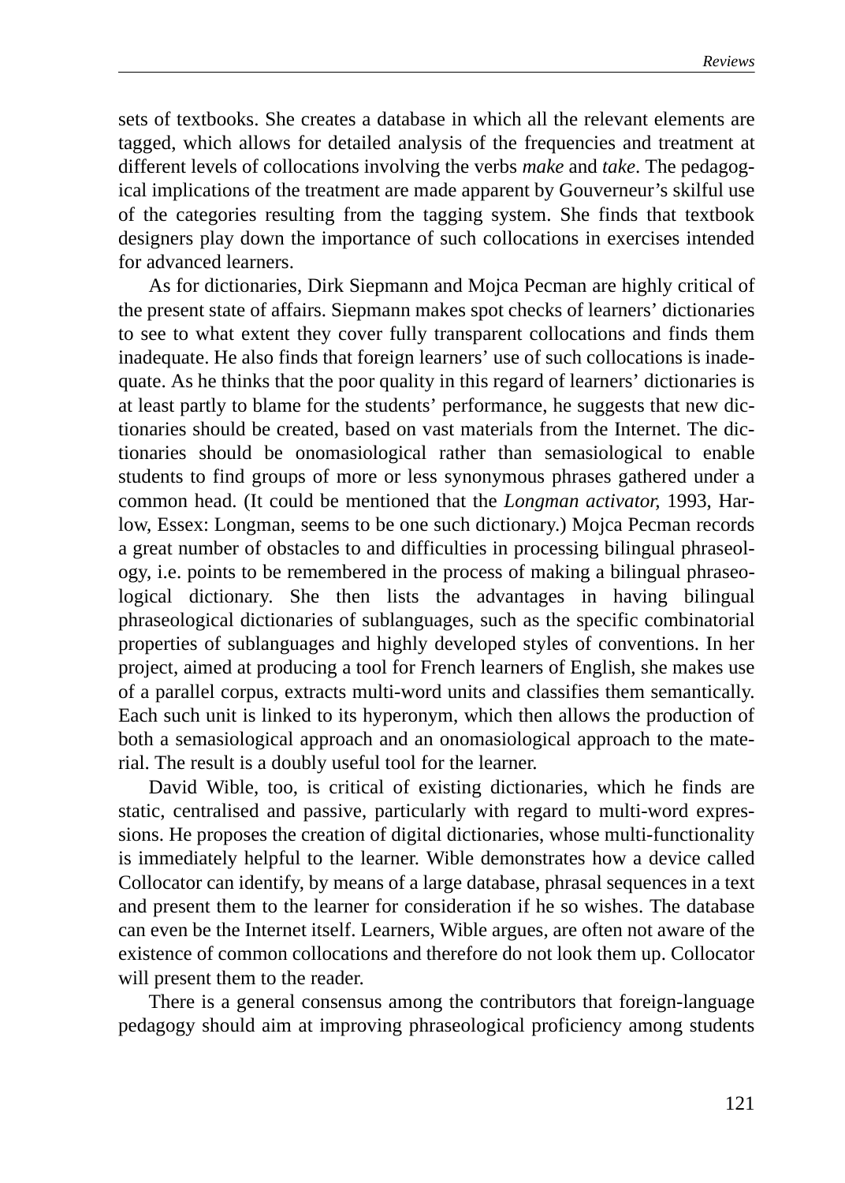sets of textbooks. She creates a database in which all the relevant elements are tagged, which allows for detailed analysis of the frequencies and treatment at different levels of collocations involving the verbs *make* and *take*. The pedagogical implications of the treatment are made apparent by Gouverneur's skilful use of the categories resulting from the tagging system. She finds that textbook designers play down the importance of such collocations in exercises intended for advanced learners.

As for dictionaries, Dirk Siepmann and Mojca Pecman are highly critical of the present state of affairs. Siepmann makes spot checks of learners' dictionaries to see to what extent they cover fully transparent collocations and finds them inadequate. He also finds that foreign learners' use of such collocations is inadequate. As he thinks that the poor quality in this regard of learners' dictionaries is at least partly to blame for the students' performance, he suggests that new dictionaries should be created, based on vast materials from the Internet. The dictionaries should be onomasiological rather than semasiological to enable students to find groups of more or less synonymous phrases gathered under a common head. (It could be mentioned that the *Longman activator,* 1993, Harlow, Essex: Longman, seems to be one such dictionary.) Mojca Pecman records a great number of obstacles to and difficulties in processing bilingual phraseology, i.e. points to be remembered in the process of making a bilingual phraseological dictionary. She then lists the advantages in having bilingual phraseological dictionaries of sublanguages, such as the specific combinatorial properties of sublanguages and highly developed styles of conventions. In her project, aimed at producing a tool for French learners of English, she makes use of a parallel corpus, extracts multi-word units and classifies them semantically. Each such unit is linked to its hyperonym, which then allows the production of both a semasiological approach and an onomasiological approach to the material. The result is a doubly useful tool for the learner.

David Wible, too, is critical of existing dictionaries, which he finds are static, centralised and passive, particularly with regard to multi-word expressions. He proposes the creation of digital dictionaries, whose multi-functionality is immediately helpful to the learner. Wible demonstrates how a device called Collocator can identify, by means of a large database, phrasal sequences in a text and present them to the learner for consideration if he so wishes. The database can even be the Internet itself. Learners, Wible argues, are often not aware of the existence of common collocations and therefore do not look them up. Collocator will present them to the reader.

There is a general consensus among the contributors that foreign-language pedagogy should aim at improving phraseological proficiency among students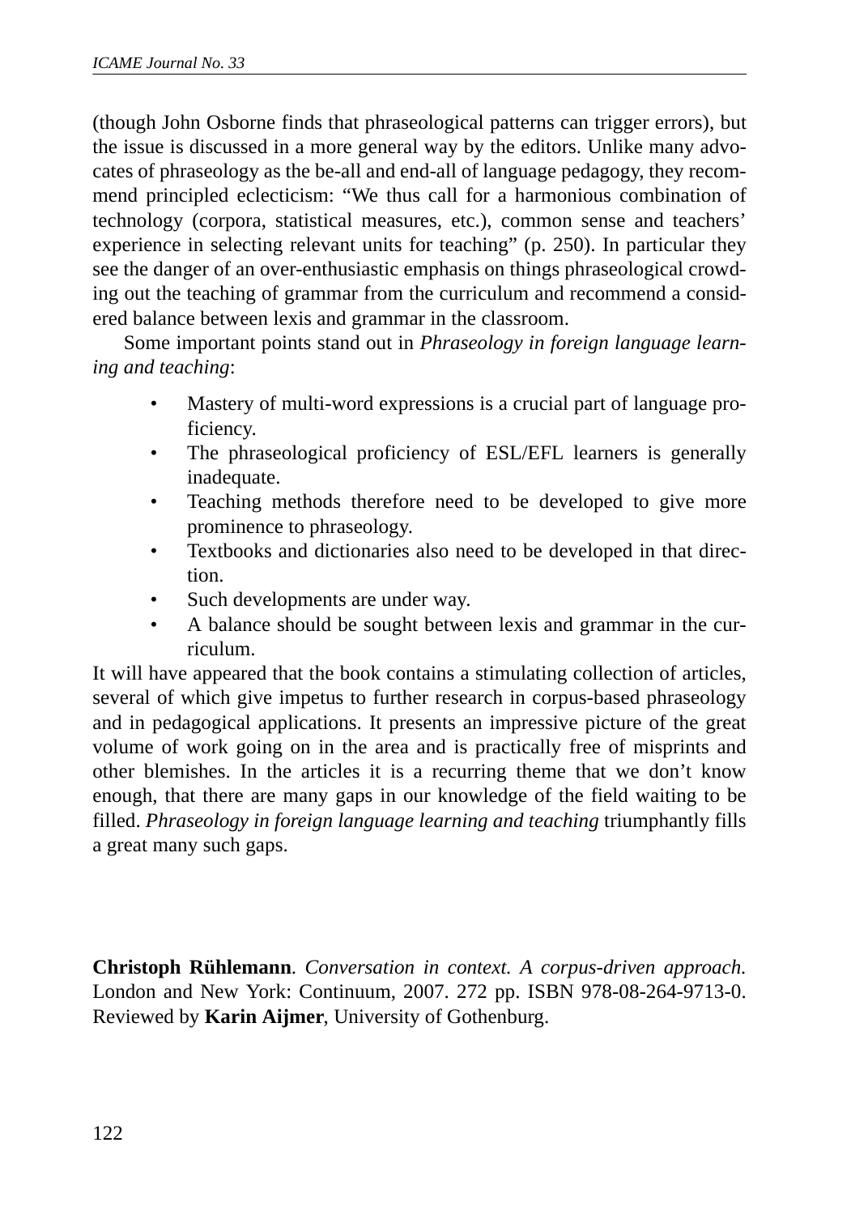(though John Osborne finds that phraseological patterns can trigger errors), but the issue is discussed in a more general way by the editors. Unlike many advocates of phraseology as the be-all and end-all of language pedagogy, they recommend principled eclecticism: "We thus call for a harmonious combination of technology (corpora, statistical measures, etc.), common sense and teachers' experience in selecting relevant units for teaching" (p. 250). In particular they see the danger of an over-enthusiastic emphasis on things phraseological crowding out the teaching of grammar from the curriculum and recommend a considered balance between lexis and grammar in the classroom.

Some important points stand out in *Phraseology in foreign language learning and teaching*:

- Mastery of multi-word expressions is a crucial part of language proficiency.
- The phraseological proficiency of ESL/EFL learners is generally inadequate.
- Teaching methods therefore need to be developed to give more prominence to phraseology.
- Textbooks and dictionaries also need to be developed in that direction.
- Such developments are under way.
- A balance should be sought between lexis and grammar in the curriculum.

It will have appeared that the book contains a stimulating collection of articles, several of which give impetus to further research in corpus-based phraseology and in pedagogical applications. It presents an impressive picture of the great volume of work going on in the area and is practically free of misprints and other blemishes. In the articles it is a recurring theme that we don't know enough, that there are many gaps in our knowledge of the field waiting to be filled. *Phraseology in foreign language learning and teaching* triumphantly fills a great many such gaps.

**Christoph Rühlemann**. *Conversation in context. A corpus-driven approach.* London and New York: Continuum, 2007. 272 pp. ISBN 978-08-264-9713-0. Reviewed by **Karin Aijmer**, University of Gothenburg.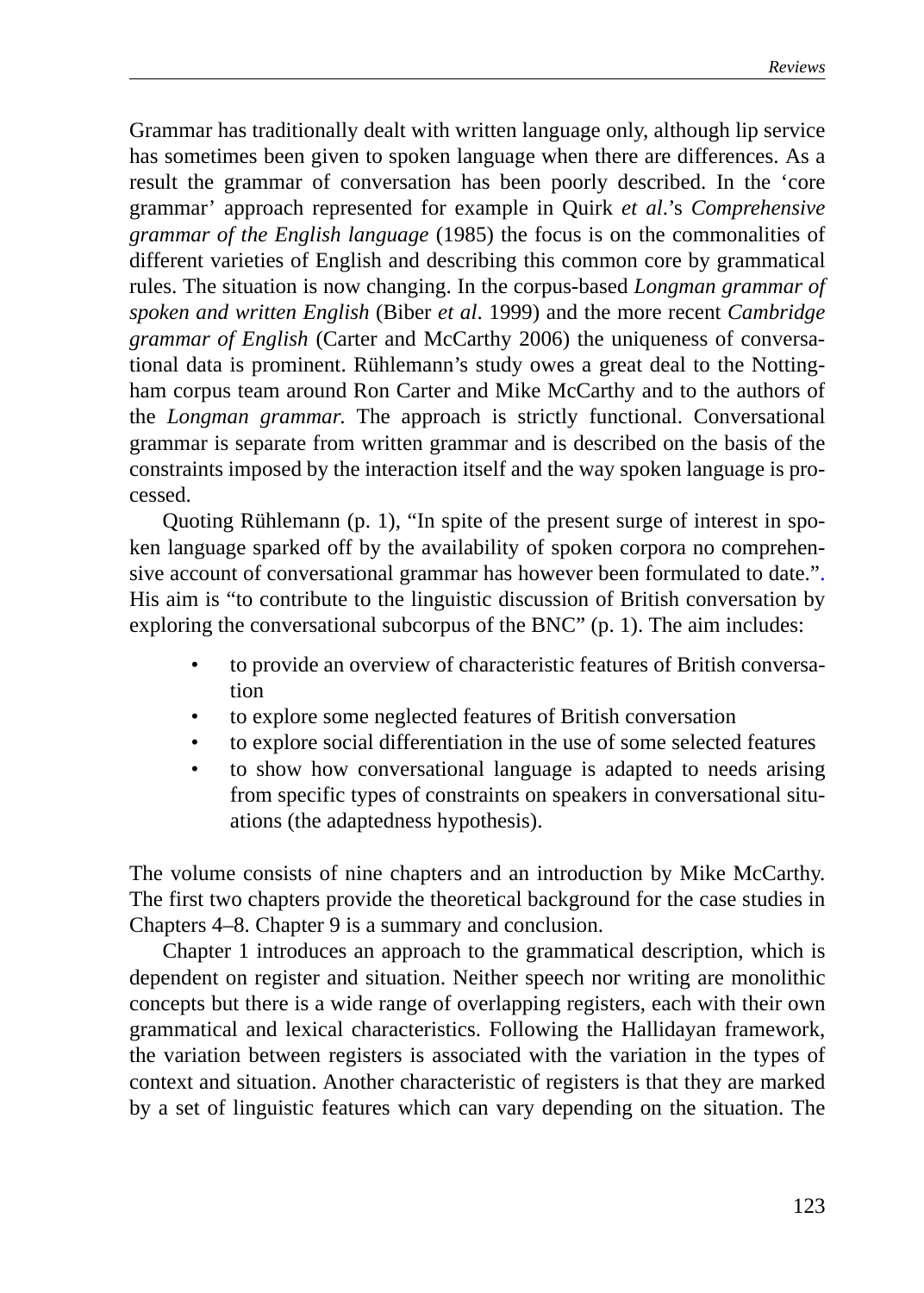Grammar has traditionally dealt with written language only, although lip service has sometimes been given to spoken language when there are differences. As a result the grammar of conversation has been poorly described. In the 'core grammar' approach represented for example in Quirk *et al*.'s *Comprehensive grammar of the English language* (1985) the focus is on the commonalities of different varieties of English and describing this common core by grammatical rules. The situation is now changing. In the corpus-based *Longman grammar of spoken and written English* (Biber *et al*. 1999) and the more recent *Cambridge grammar of English* (Carter and McCarthy 2006) the uniqueness of conversational data is prominent. Rühlemann's study owes a great deal to the Nottingham corpus team around Ron Carter and Mike McCarthy and to the authors of the *Longman grammar.* The approach is strictly functional. Conversational grammar is separate from written grammar and is described on the basis of the constraints imposed by the interaction itself and the way spoken language is processed.

Quoting Rühlemann (p. 1), "In spite of the present surge of interest in spoken language sparked off by the availability of spoken corpora no comprehensive account of conversational grammar has however been formulated to date.". His aim is "to contribute to the linguistic discussion of British conversation by exploring the conversational subcorpus of the BNC" (p. 1). The aim includes:

- to provide an overview of characteristic features of British conversation
- to explore some neglected features of British conversation
- to explore social differentiation in the use of some selected features
- to show how conversational language is adapted to needs arising from specific types of constraints on speakers in conversational situations (the adaptedness hypothesis).

The volume consists of nine chapters and an introduction by Mike McCarthy. The first two chapters provide the theoretical background for the case studies in Chapters 4–8. Chapter 9 is a summary and conclusion.

Chapter 1 introduces an approach to the grammatical description, which is dependent on register and situation. Neither speech nor writing are monolithic concepts but there is a wide range of overlapping registers, each with their own grammatical and lexical characteristics. Following the Hallidayan framework, the variation between registers is associated with the variation in the types of context and situation. Another characteristic of registers is that they are marked by a set of linguistic features which can vary depending on the situation. The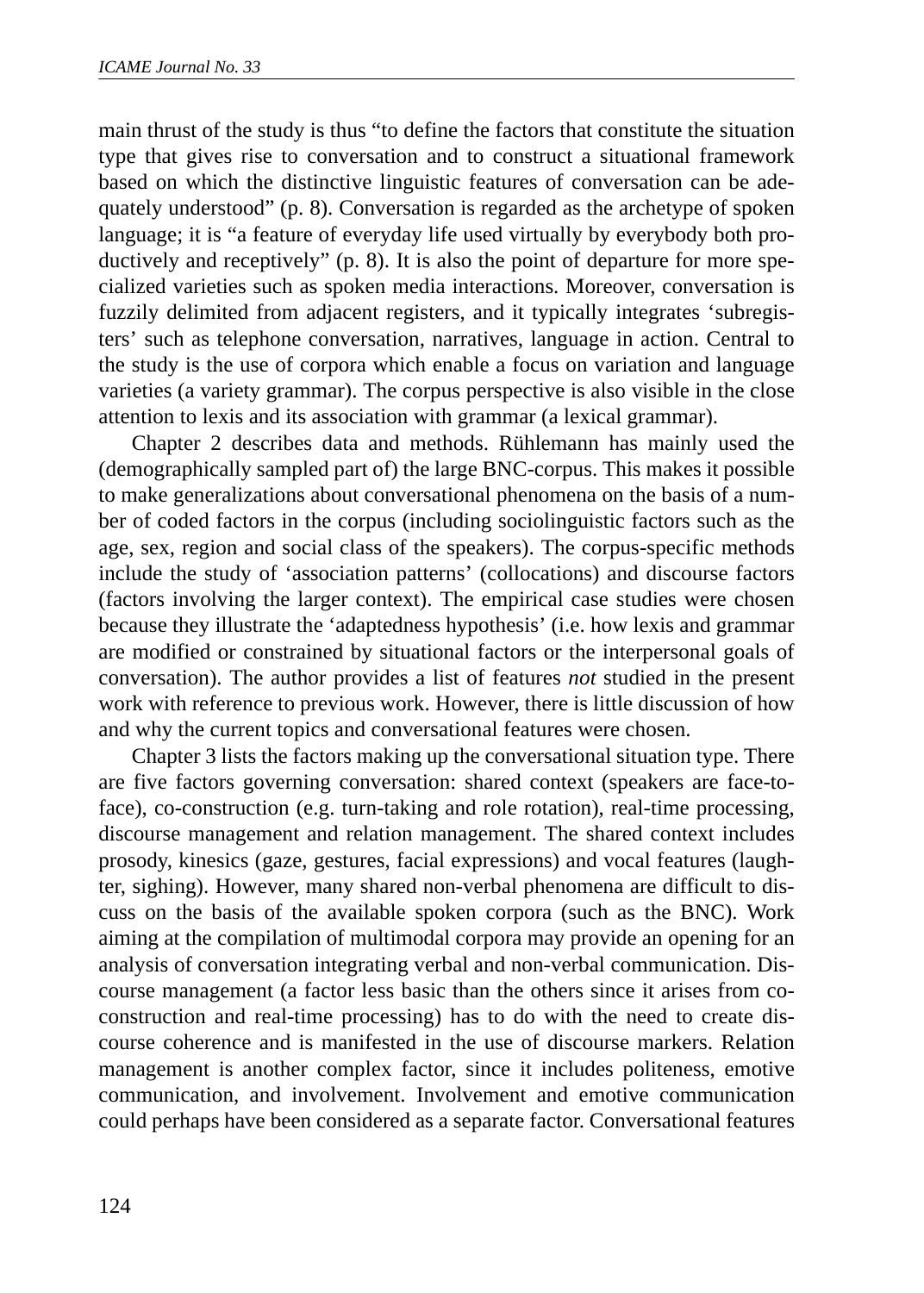main thrust of the study is thus "to define the factors that constitute the situation type that gives rise to conversation and to construct a situational framework based on which the distinctive linguistic features of conversation can be adequately understood" (p. 8). Conversation is regarded as the archetype of spoken language; it is "a feature of everyday life used virtually by everybody both productively and receptively" (p. 8). It is also the point of departure for more specialized varieties such as spoken media interactions. Moreover, conversation is fuzzily delimited from adjacent registers, and it typically integrates 'subregisters' such as telephone conversation, narratives, language in action. Central to the study is the use of corpora which enable a focus on variation and language varieties (a variety grammar). The corpus perspective is also visible in the close attention to lexis and its association with grammar (a lexical grammar).

Chapter 2 describes data and methods. Rühlemann has mainly used the (demographically sampled part of) the large BNC-corpus. This makes it possible to make generalizations about conversational phenomena on the basis of a number of coded factors in the corpus (including sociolinguistic factors such as the age, sex, region and social class of the speakers). The corpus-specific methods include the study of 'association patterns' (collocations) and discourse factors (factors involving the larger context). The empirical case studies were chosen because they illustrate the 'adaptedness hypothesis' (i.e. how lexis and grammar are modified or constrained by situational factors or the interpersonal goals of conversation). The author provides a list of features *not* studied in the present work with reference to previous work. However, there is little discussion of how and why the current topics and conversational features were chosen.

Chapter 3 lists the factors making up the conversational situation type. There are five factors governing conversation: shared context (speakers are face-to-face), co-construction (e.g. turn-taking and role rotation), real-time processing, discourse management and relation management. The shared context includes prosody, kinesics (gaze, gestures, facial expressions) and vocal features (laughter, sighing). However, many shared non-verbal phenomena are difficult to discuss on the basis of the available spoken corpora (such as the BNC). Work aiming at the compilation of multimodal corpora may provide an opening for an analysis of conversation integrating verbal and non-verbal communication. Discourse management (a factor less basic than the others since it arises from co-construction and real-time processing) has to do with the need to create discourse coherence and is manifested in the use of discourse markers. Relation management is another complex factor, since it includes politeness, emotive communication, and involvement. Involvement and emotive communication could perhaps have been considered as a separate factor. Conversational features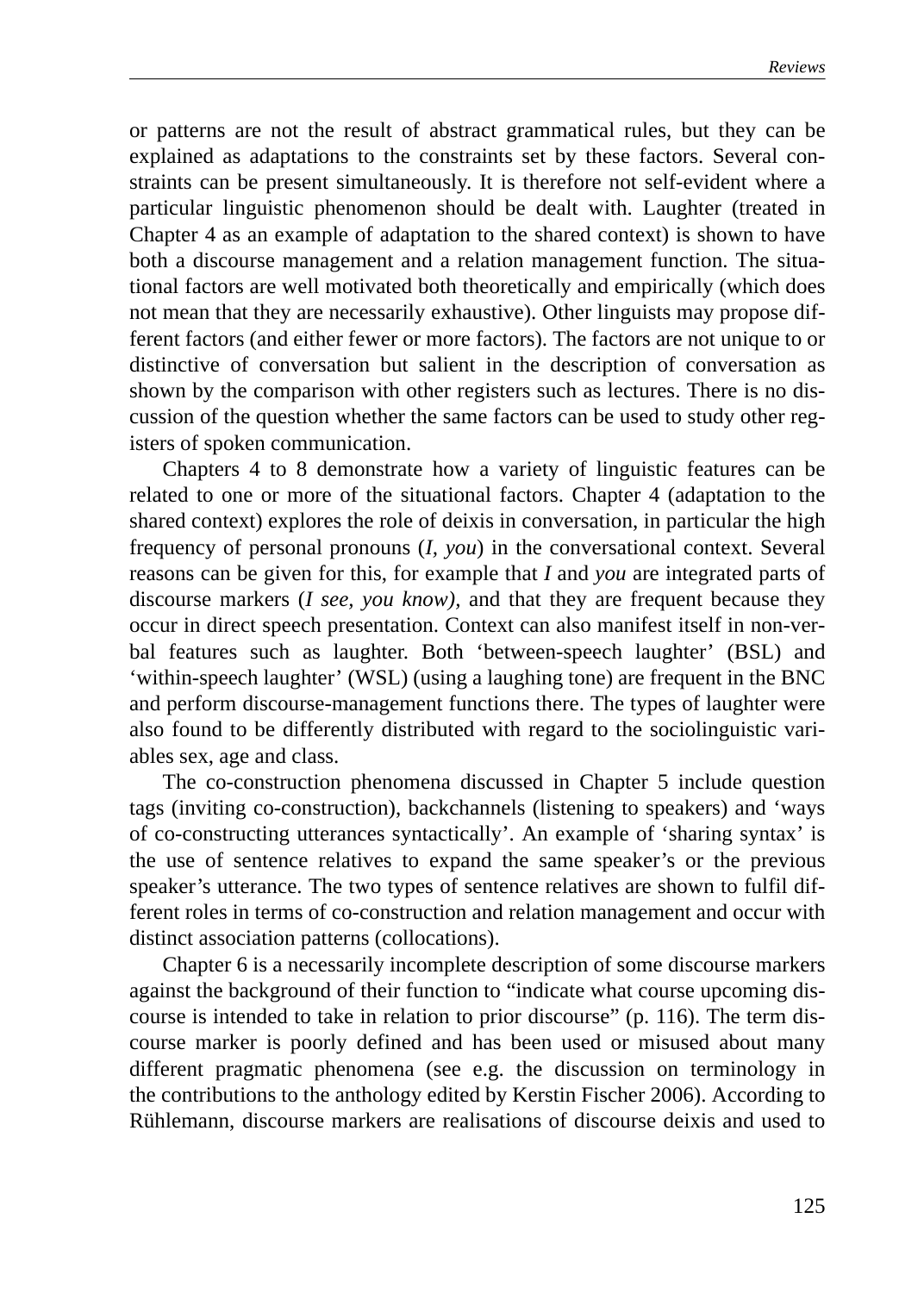or patterns are not the result of abstract grammatical rules, but they can be explained as adaptations to the constraints set by these factors. Several constraints can be present simultaneously. It is therefore not self-evident where a particular linguistic phenomenon should be dealt with. Laughter (treated in Chapter 4 as an example of adaptation to the shared context) is shown to have both a discourse management and a relation management function. The situational factors are well motivated both theoretically and empirically (which does not mean that they are necessarily exhaustive). Other linguists may propose different factors (and either fewer or more factors). The factors are not unique to or distinctive of conversation but salient in the description of conversation as shown by the comparison with other registers such as lectures. There is no discussion of the question whether the same factors can be used to study other registers of spoken communication.

Chapters 4 to 8 demonstrate how a variety of linguistic features can be related to one or more of the situational factors. Chapter 4 (adaptation to the shared context) explores the role of deixis in conversation, in particular the high frequency of personal pronouns (*I*, *you*) in the conversational context. Several reasons can be given for this, for example that *I* and *you* are integrated parts of discourse markers (*I see, you know)*, and that they are frequent because they occur in direct speech presentation. Context can also manifest itself in non-verbal features such as laughter. Both 'between-speech laughter' (BSL) and 'within-speech laughter' (WSL) (using a laughing tone) are frequent in the BNC and perform discourse-management functions there. The types of laughter were also found to be differently distributed with regard to the sociolinguistic variables sex, age and class.

The co-construction phenomena discussed in Chapter 5 include question tags (inviting co-construction), backchannels (listening to speakers) and 'ways of co-constructing utterances syntactically'. An example of 'sharing syntax' is the use of sentence relatives to expand the same speaker's or the previous speaker's utterance. The two types of sentence relatives are shown to fulfil different roles in terms of co-construction and relation management and occur with distinct association patterns (collocations).

Chapter 6 is a necessarily incomplete description of some discourse markers against the background of their function to "indicate what course upcoming discourse is intended to take in relation to prior discourse" (p. 116). The term discourse marker is poorly defined and has been used or misused about many different pragmatic phenomena (see e.g. the discussion on terminology in the contributions to the anthology edited by Kerstin Fischer 2006). According to Rühlemann, discourse markers are realisations of discourse deixis and used to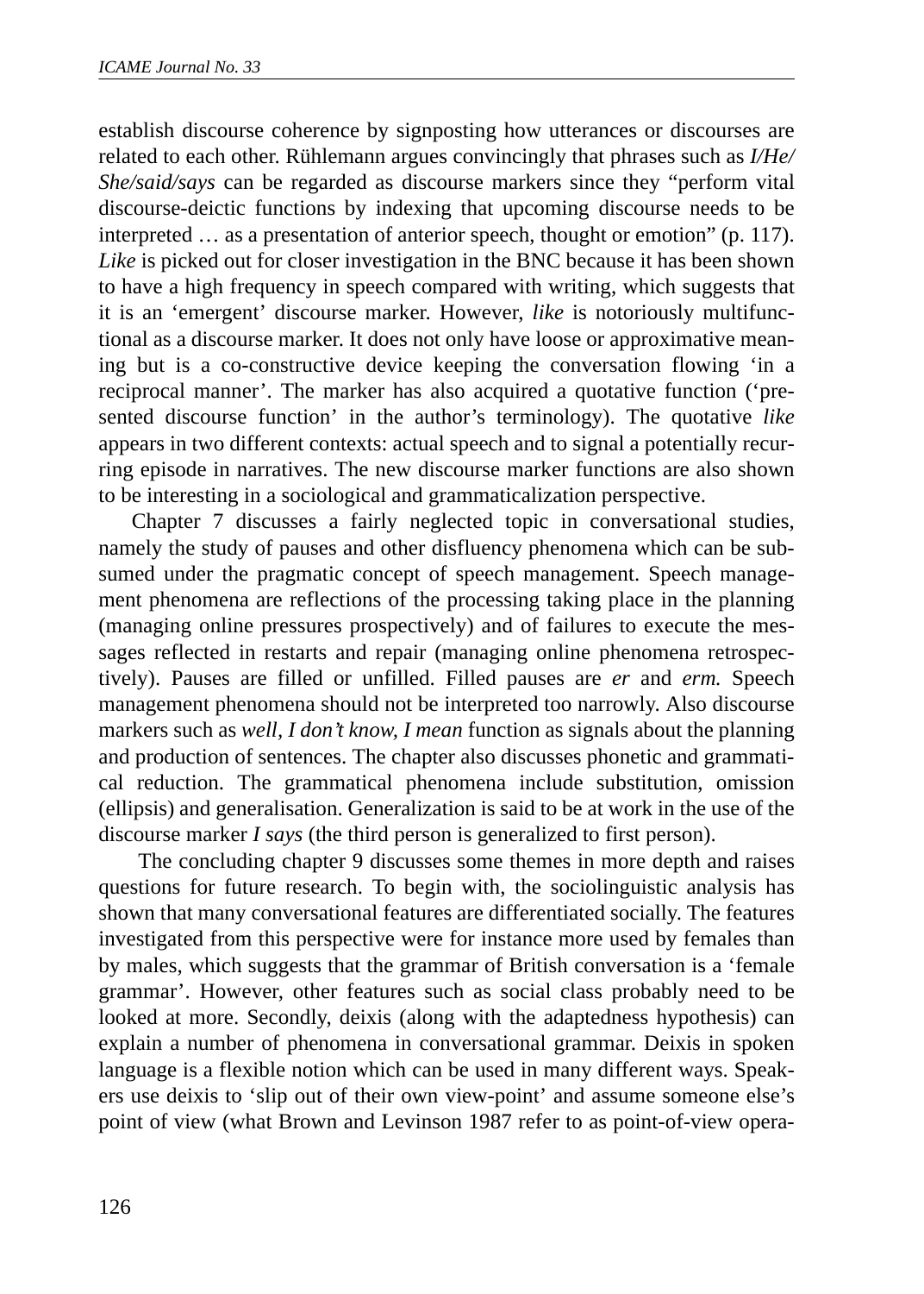establish discourse coherence by signposting how utterances or discourses are related to each other. Rühlemann argues convincingly that phrases such as *I/He/She/said/says* can be regarded as discourse markers since they "perform vital discourse-deictic functions by indexing that upcoming discourse needs to be interpreted … as a presentation of anterior speech, thought or emotion" (p. 117). *Like* is picked out for closer investigation in the BNC because it has been shown to have a high frequency in speech compared with writing, which suggests that it is an 'emergent' discourse marker. However, *like* is notoriously multifunctional as a discourse marker. It does not only have loose or approximative meaning but is a co-constructive device keeping the conversation flowing 'in a reciprocal manner'. The marker has also acquired a quotative function ('presented discourse function' in the author's terminology). The quotative *like* appears in two different contexts: actual speech and to signal a potentially recurring episode in narratives. The new discourse marker functions are also shown to be interesting in a sociological and grammaticalization perspective.

Chapter 7 discusses a fairly neglected topic in conversational studies, namely the study of pauses and other disfluency phenomena which can be subsumed under the pragmatic concept of speech management. Speech management phenomena are reflections of the processing taking place in the planning (managing online pressures prospectively) and of failures to execute the messages reflected in restarts and repair (managing online phenomena retrospectively). Pauses are filled or unfilled. Filled pauses are *er* and *erm.* Speech management phenomena should not be interpreted too narrowly. Also discourse markers such as *well, I don't know, I mean* function as signals about the planning and production of sentences. The chapter also discusses phonetic and grammatical reduction. The grammatical phenomena include substitution, omission (ellipsis) and generalisation. Generalization is said to be at work in the use of the discourse marker *I says* (the third person is generalized to first person).

The concluding chapter 9 discusses some themes in more depth and raises questions for future research. To begin with, the sociolinguistic analysis has shown that many conversational features are differentiated socially. The features investigated from this perspective were for instance more used by females than by males, which suggests that the grammar of British conversation is a 'female grammar'. However, other features such as social class probably need to be looked at more. Secondly, deixis (along with the adaptedness hypothesis) can explain a number of phenomena in conversational grammar. Deixis in spoken language is a flexible notion which can be used in many different ways. Speakers use deixis to 'slip out of their own view-point' and assume someone else's point of view (what Brown and Levinson 1987 refer to as point-of-view opera-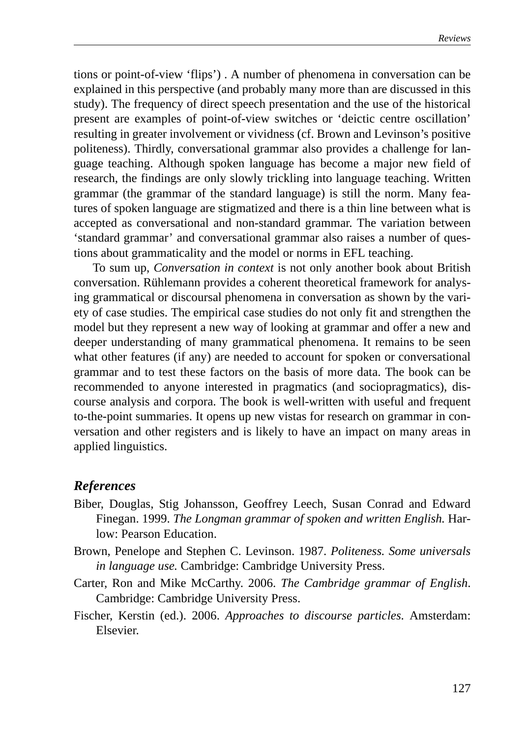tions or point-of-view 'flips') . A number of phenomena in conversation can be explained in this perspective (and probably many more than are discussed in this study). The frequency of direct speech presentation and the use of the historical present are examples of point-of-view switches or 'deictic centre oscillation' resulting in greater involvement or vividness (cf. Brown and Levinson's positive politeness). Thirdly, conversational grammar also provides a challenge for language teaching. Although spoken language has become a major new field of research, the findings are only slowly trickling into language teaching. Written grammar (the grammar of the standard language) is still the norm. Many features of spoken language are stigmatized and there is a thin line between what is accepted as conversational and non-standard grammar. The variation between 'standard grammar' and conversational grammar also raises a number of questions about grammaticality and the model or norms in EFL teaching.

To sum up, *Conversation in context* is not only another book about British conversation. Rühlemann provides a coherent theoretical framework for analysing grammatical or discoursal phenomena in conversation as shown by the variety of case studies. The empirical case studies do not only fit and strengthen the model but they represent a new way of looking at grammar and offer a new and deeper understanding of many grammatical phenomena. It remains to be seen what other features (if any) are needed to account for spoken or conversational grammar and to test these factors on the basis of more data. The book can be recommended to anyone interested in pragmatics (and sociopragmatics), discourse analysis and corpora. The book is well-written with useful and frequent to-the-point summaries. It opens up new vistas for research on grammar in conversation and other registers and is likely to have an impact on many areas in applied linguistics.

## References

Biber, Douglas, Stig Johansson, Geoffrey Leech, Susan Conrad and Edward Finegan. 1999. *The Longman grammar of spoken and written English.* Harlow: Pearson Education.

Brown, Penelope and Stephen C. Levinson. 1987. *Politeness. Some universals in language use.* Cambridge: Cambridge University Press.

Carter, Ron and Mike McCarthy. 2006. *The Cambridge grammar of English*. Cambridge: Cambridge University Press.

Fischer, Kerstin (ed.). 2006. *Approaches to discourse particles*. Amsterdam: Elsevier.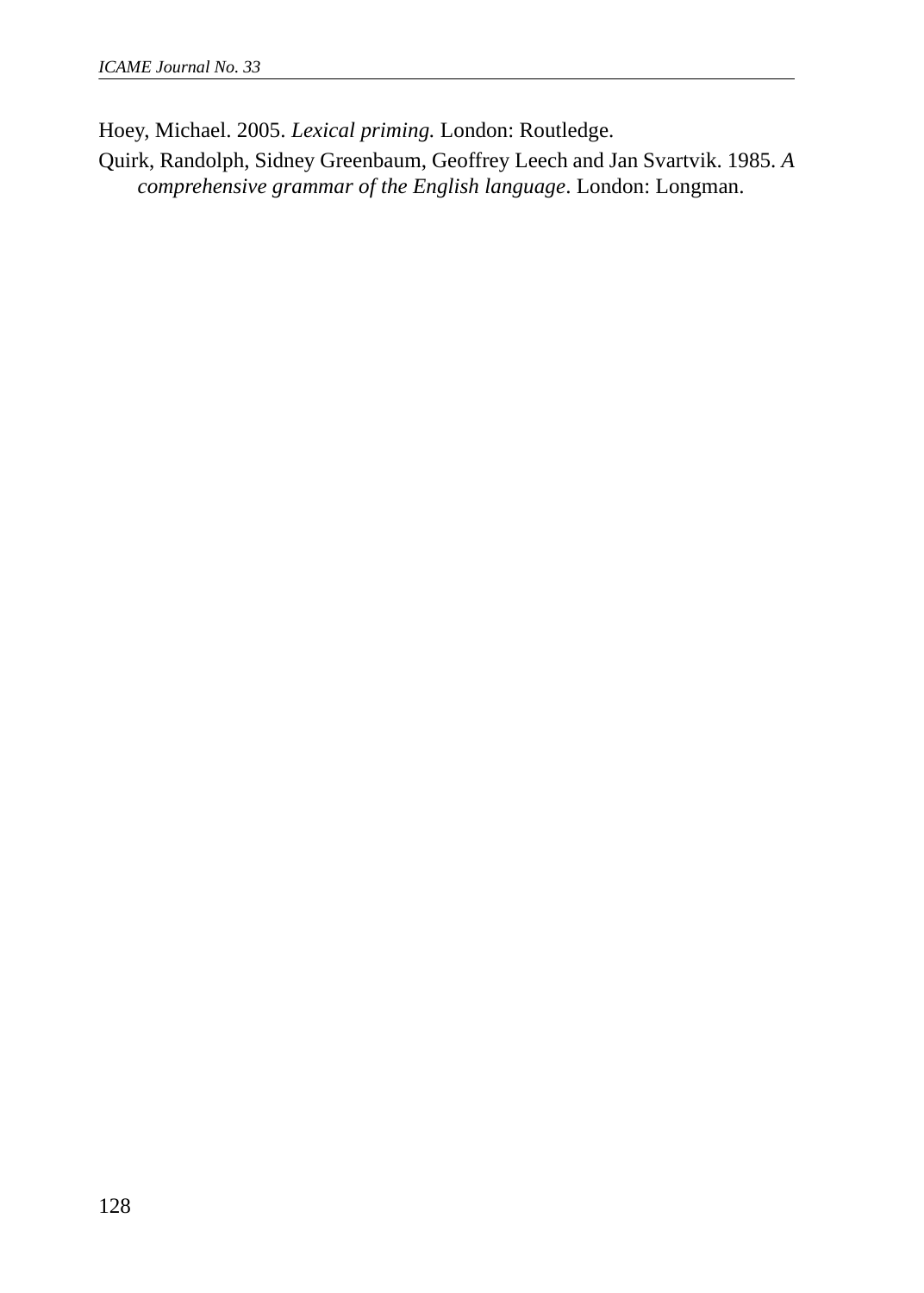Hoey, Michael. 2005. *Lexical priming.* London: Routledge.

Quirk, Randolph, Sidney Greenbaum, Geoffrey Leech and Jan Svartvik. 1985. *A comprehensive grammar of the English language*. London: Longman.